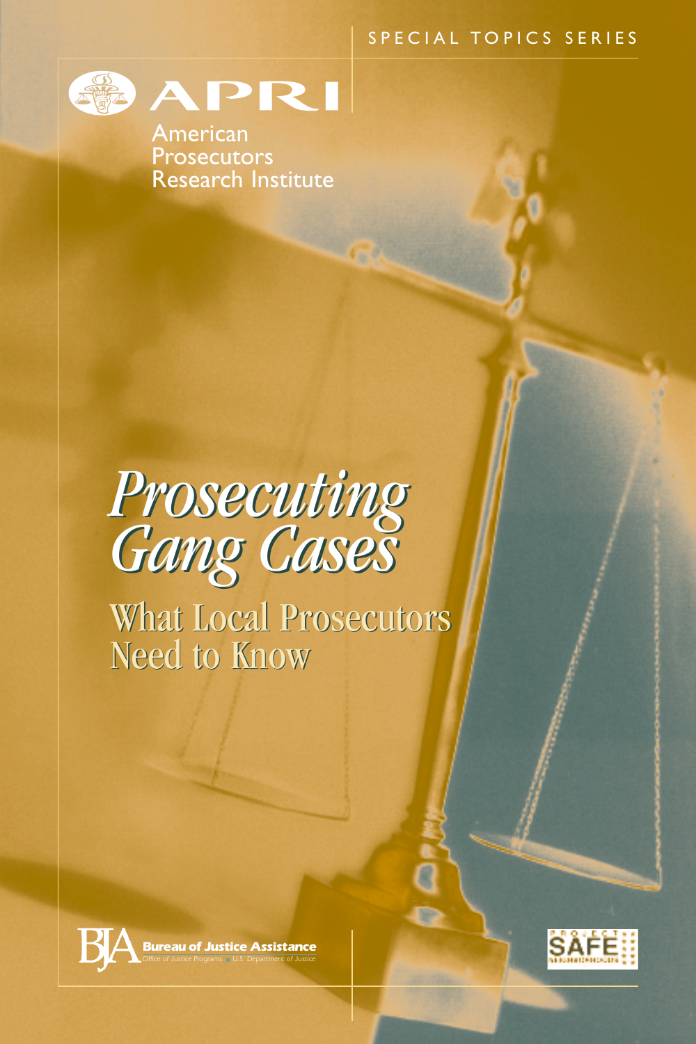SPECIAL TOPICS SERIES

APRI

American Prosecutors Research Institute

# *Prosecuting Gang Cases*

## What Local Prosecutors Need to Know

Bureau of Justice Assistance
Office of Justice Programs ■ U.S. Department of Justice

PROJECT SAFE NEIGHBORHOODS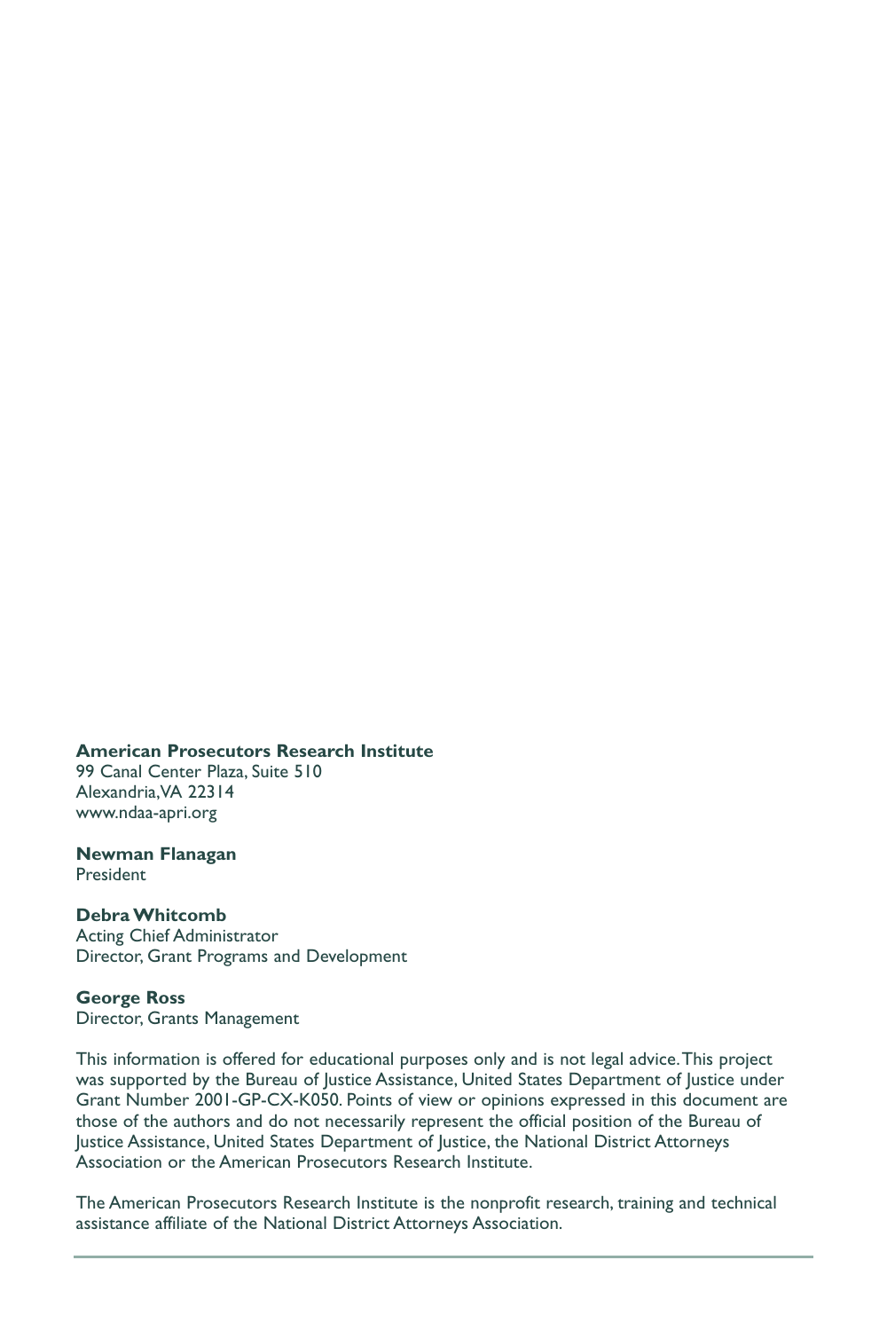**American Prosecutors Research Institute**
99 Canal Center Plaza, Suite 510
Alexandria, VA 22314
www.ndaa-apri.org

**Newman Flanagan**
President

**Debra Whitcomb**
Acting Chief Administrator
Director, Grant Programs and Development

**George Ross**
Director, Grants Management

This information is offered for educational purposes only and is not legal advice. This project was supported by the Bureau of Justice Assistance, United States Department of Justice under Grant Number 2001-GP-CX-K050. Points of view or opinions expressed in this document are those of the authors and do not necessarily represent the official position of the Bureau of Justice Assistance, United States Department of Justice, the National District Attorneys Association or the American Prosecutors Research Institute.

The American Prosecutors Research Institute is the nonprofit research, training and technical assistance affiliate of the National District Attorneys Association.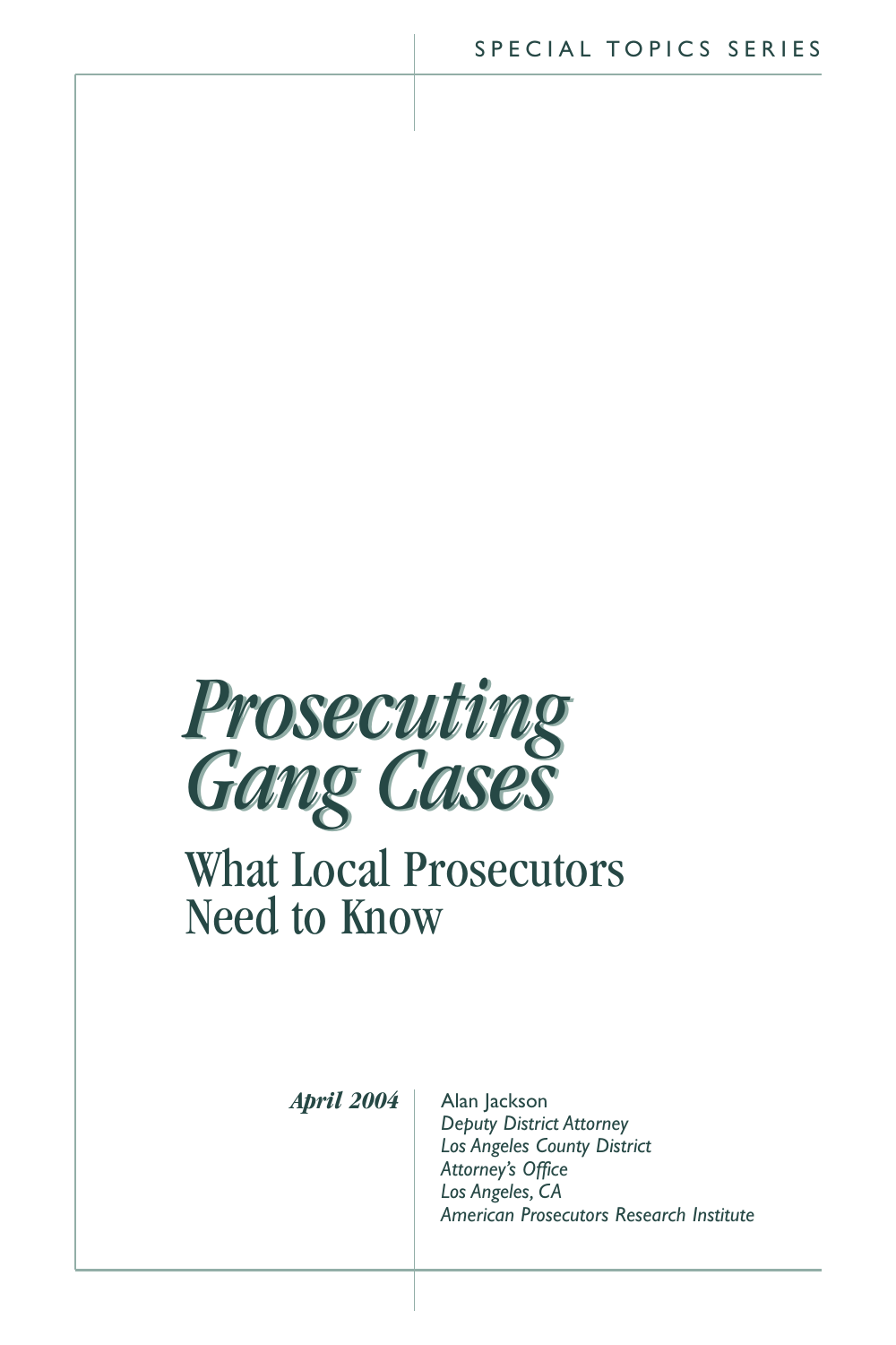SPECIAL TOPICS SERIES

# *Prosecuting Gang Cases*

## What Local Prosecutors Need to Know

***April 2004***

Alan Jackson
*Deputy District Attorney*
*Los Angeles County District Attorney's Office*
*Los Angeles, CA*
*American Prosecutors Research Institute*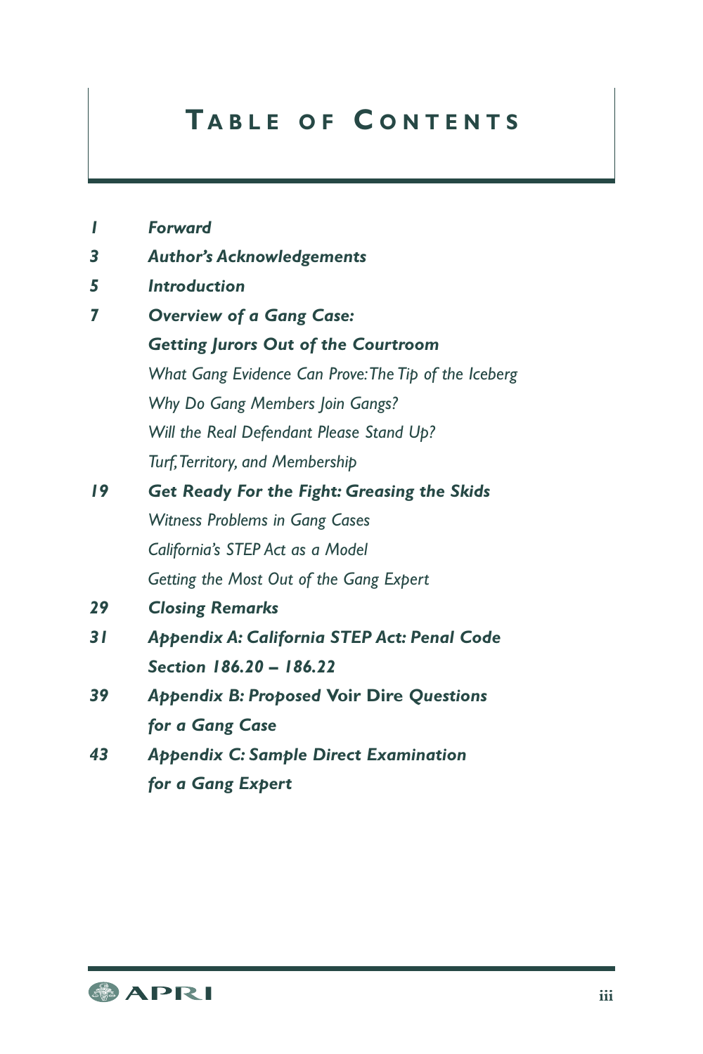# Table of Contents

| | |
|---|---|
| *1* | ***Forward*** |
| *3* | ***Author's Acknowledgements*** |
| *5* | ***Introduction*** |
| *7* | ***Overview of a Gang Case: Getting Jurors Out of the Courtroom*** |
| | *What Gang Evidence Can Prove: The Tip of the Iceberg* |
| | *Why Do Gang Members Join Gangs?* |
| | *Will the Real Defendant Please Stand Up?* |
| | *Turf, Territory, and Membership* |
| *19* | ***Get Ready For the Fight: Greasing the Skids*** |
| | *Witness Problems in Gang Cases* |
| | *California's STEP Act as a Model* |
| | *Getting the Most Out of the Gang Expert* |
| *29* | ***Closing Remarks*** |
| *31* | ***Appendix A: California STEP Act: Penal Code Section 186.20 – 186.22*** |
| *39* | ***Appendix B: Proposed*** **Voir Dire** ***Questions for a Gang Case*** |
| *43* | ***Appendix C: Sample Direct Examination for a Gang Expert*** |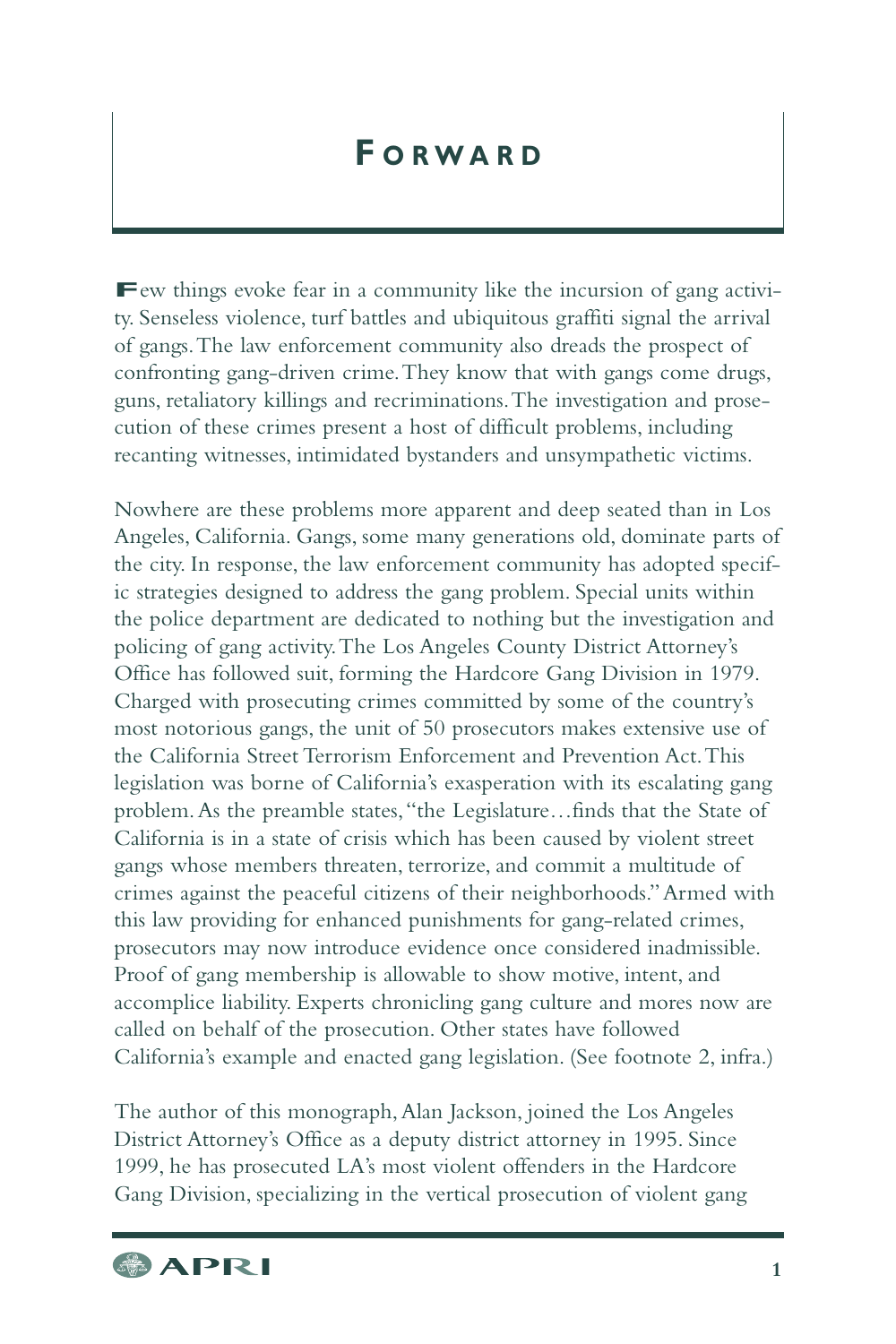# Forward

Few things evoke fear in a community like the incursion of gang activity. Senseless violence, turf battles and ubiquitous graffiti signal the arrival of gangs. The law enforcement community also dreads the prospect of confronting gang-driven crime. They know that with gangs come drugs, guns, retaliatory killings and recriminations. The investigation and prosecution of these crimes present a host of difficult problems, including recanting witnesses, intimidated bystanders and unsympathetic victims.

Nowhere are these problems more apparent and deep seated than in Los Angeles, California. Gangs, some many generations old, dominate parts of the city. In response, the law enforcement community has adopted specific strategies designed to address the gang problem. Special units within the police department are dedicated to nothing but the investigation and policing of gang activity. The Los Angeles County District Attorney's Office has followed suit, forming the Hardcore Gang Division in 1979. Charged with prosecuting crimes committed by some of the country's most notorious gangs, the unit of 50 prosecutors makes extensive use of the California Street Terrorism Enforcement and Prevention Act. This legislation was borne of California's exasperation with its escalating gang problem. As the preamble states, "the Legislature…finds that the State of California is in a state of crisis which has been caused by violent street gangs whose members threaten, terrorize, and commit a multitude of crimes against the peaceful citizens of their neighborhoods." Armed with this law providing for enhanced punishments for gang-related crimes, prosecutors may now introduce evidence once considered inadmissible. Proof of gang membership is allowable to show motive, intent, and accomplice liability. Experts chronicling gang culture and mores now are called on behalf of the prosecution. Other states have followed California's example and enacted gang legislation. (See footnote 2, infra.)

The author of this monograph, Alan Jackson, joined the Los Angeles District Attorney's Office as a deputy district attorney in 1995. Since 1999, he has prosecuted LA's most violent offenders in the Hardcore Gang Division, specializing in the vertical prosecution of violent gang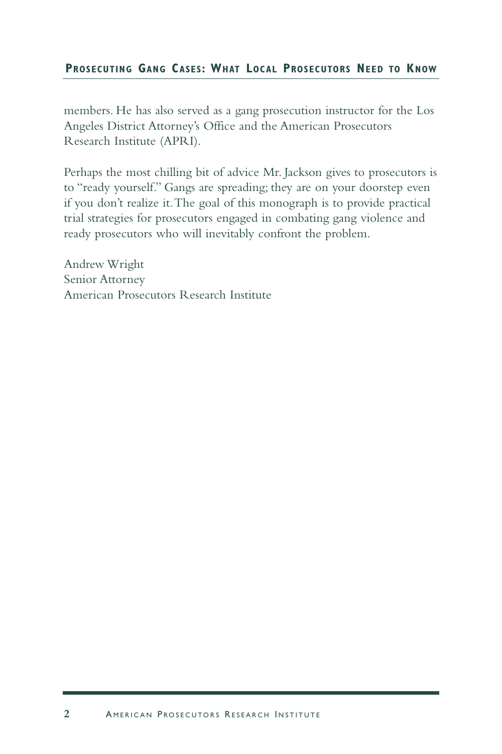members. He has also served as a gang prosecution instructor for the Los Angeles District Attorney's Office and the American Prosecutors Research Institute (APRI).

Perhaps the most chilling bit of advice Mr. Jackson gives to prosecutors is to "ready yourself." Gangs are spreading; they are on your doorstep even if you don't realize it. The goal of this monograph is to provide practical trial strategies for prosecutors engaged in combating gang violence and ready prosecutors who will inevitably confront the problem.

Andrew Wright  
Senior Attorney  
American Prosecutors Research Institute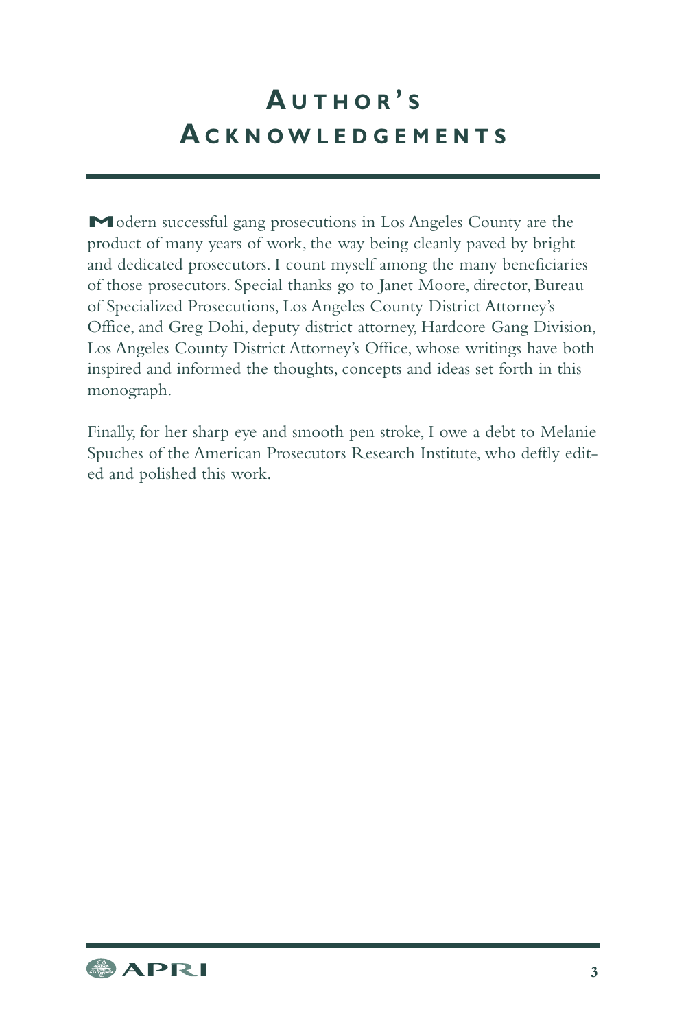# Author's Acknowledgements

Modern successful gang prosecutions in Los Angeles County are the product of many years of work, the way being cleanly paved by bright and dedicated prosecutors. I count myself among the many beneficiaries of those prosecutors. Special thanks go to Janet Moore, director, Bureau of Specialized Prosecutions, Los Angeles County District Attorney's Office, and Greg Dohi, deputy district attorney, Hardcore Gang Division, Los Angeles County District Attorney's Office, whose writings have both inspired and informed the thoughts, concepts and ideas set forth in this monograph.

Finally, for her sharp eye and smooth pen stroke, I owe a debt to Melanie Spuches of the American Prosecutors Research Institute, who deftly edited and polished this work.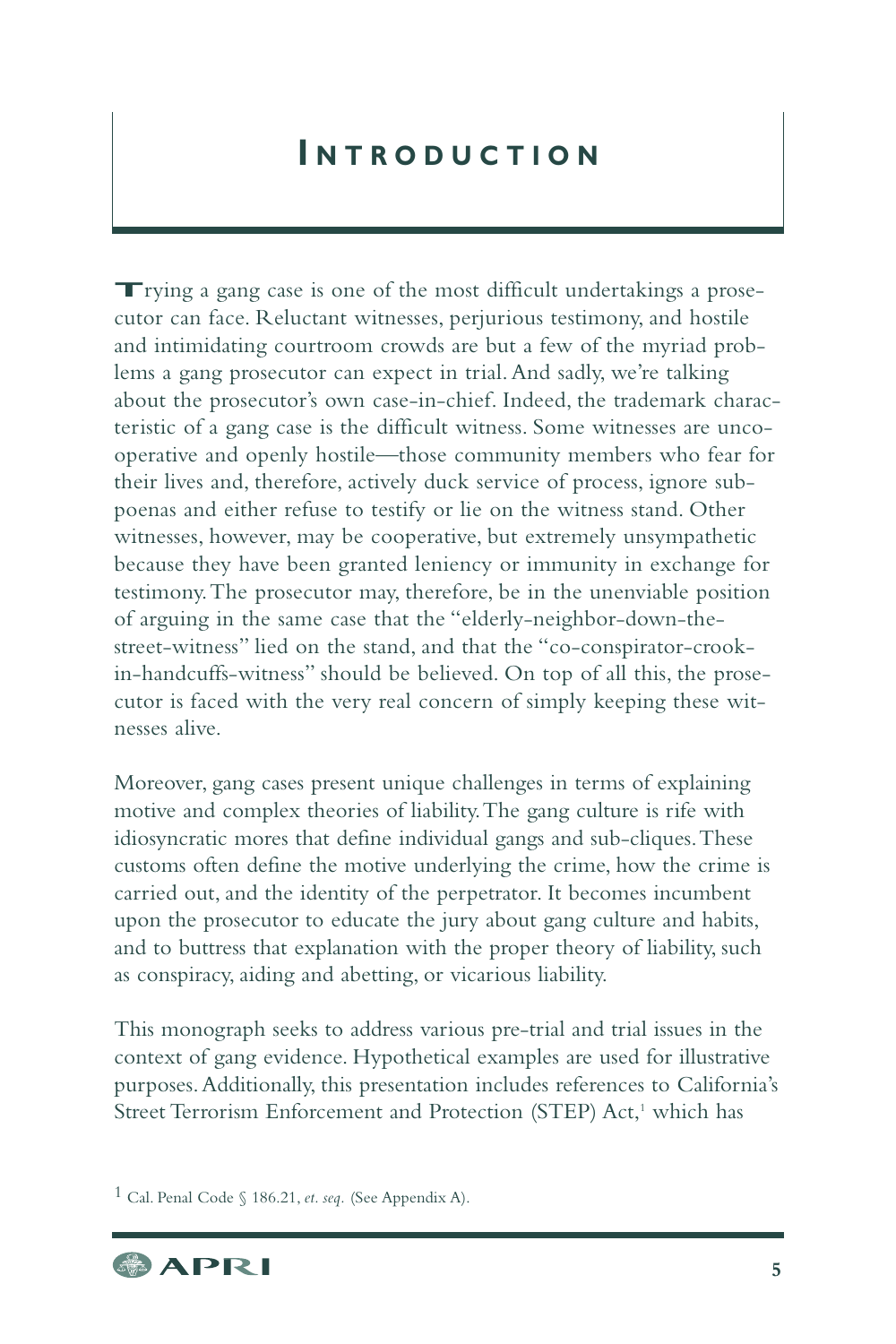# Introduction

Trying a gang case is one of the most difficult undertakings a prosecutor can face. Reluctant witnesses, perjurious testimony, and hostile and intimidating courtroom crowds are but a few of the myriad problems a gang prosecutor can expect in trial. And sadly, we're talking about the prosecutor's own case-in-chief. Indeed, the trademark characteristic of a gang case is the difficult witness. Some witnesses are uncooperative and openly hostile—those community members who fear for their lives and, therefore, actively duck service of process, ignore subpoenas and either refuse to testify or lie on the witness stand. Other witnesses, however, may be cooperative, but extremely unsympathetic because they have been granted leniency or immunity in exchange for testimony. The prosecutor may, therefore, be in the unenviable position of arguing in the same case that the "elderly-neighbor-down-the-street-witness" lied on the stand, and that the "co-conspirator-crook-in-handcuffs-witness" should be believed. On top of all this, the prosecutor is faced with the very real concern of simply keeping these witnesses alive.

Moreover, gang cases present unique challenges in terms of explaining motive and complex theories of liability. The gang culture is rife with idiosyncratic mores that define individual gangs and sub-cliques. These customs often define the motive underlying the crime, how the crime is carried out, and the identity of the perpetrator. It becomes incumbent upon the prosecutor to educate the jury about gang culture and habits, and to buttress that explanation with the proper theory of liability, such as conspiracy, aiding and abetting, or vicarious liability.

This monograph seeks to address various pre-trial and trial issues in the context of gang evidence. Hypothetical examples are used for illustrative purposes. Additionally, this presentation includes references to California's Street Terrorism Enforcement and Protection (STEP) Act,[1] which has

[1] Cal. Penal Code § 186.21, *et. seq.* (See Appendix A).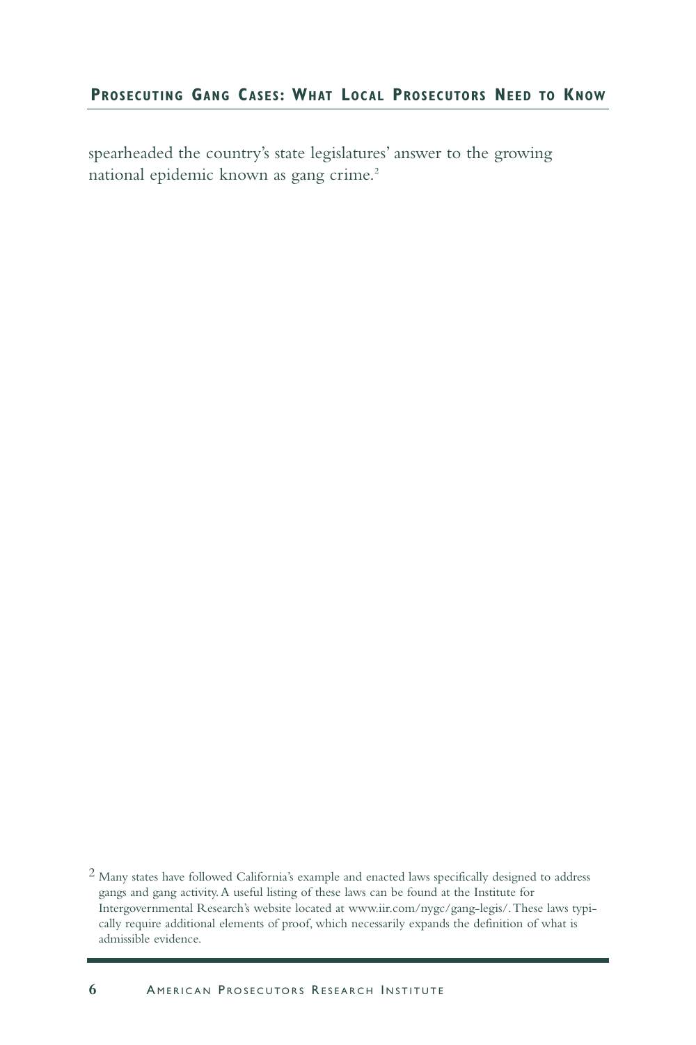spearheaded the country's state legislatures' answer to the growing national epidemic known as gang crime.[2]

[2] Many states have followed California's example and enacted laws specifically designed to address gangs and gang activity. A useful listing of these laws can be found at the Institute for Intergovernmental Research's website located at www.iir.com/nygc/gang-legis/. These laws typically require additional elements of proof, which necessarily expands the definition of what is admissible evidence.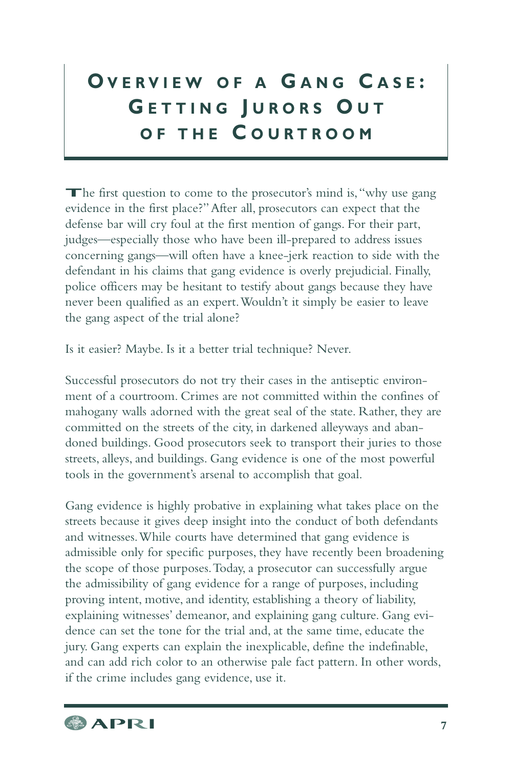# Overview of a Gang Case: Getting Jurors Out of the Courtroom

The first question to come to the prosecutor's mind is, "why use gang evidence in the first place?" After all, prosecutors can expect that the defense bar will cry foul at the first mention of gangs. For their part, judges—especially those who have been ill-prepared to address issues concerning gangs—will often have a knee-jerk reaction to side with the defendant in his claims that gang evidence is overly prejudicial. Finally, police officers may be hesitant to testify about gangs because they have never been qualified as an expert. Wouldn't it simply be easier to leave the gang aspect of the trial alone?

Is it easier? Maybe. Is it a better trial technique? Never.

Successful prosecutors do not try their cases in the antiseptic environment of a courtroom. Crimes are not committed within the confines of mahogany walls adorned with the great seal of the state. Rather, they are committed on the streets of the city, in darkened alleyways and abandoned buildings. Good prosecutors seek to transport their juries to those streets, alleys, and buildings. Gang evidence is one of the most powerful tools in the government's arsenal to accomplish that goal.

Gang evidence is highly probative in explaining what takes place on the streets because it gives deep insight into the conduct of both defendants and witnesses. While courts have determined that gang evidence is admissible only for specific purposes, they have recently been broadening the scope of those purposes. Today, a prosecutor can successfully argue the admissibility of gang evidence for a range of purposes, including proving intent, motive, and identity, establishing a theory of liability, explaining witnesses' demeanor, and explaining gang culture. Gang evidence can set the tone for the trial and, at the same time, educate the jury. Gang experts can explain the inexplicable, define the indefinable, and can add rich color to an otherwise pale fact pattern. In other words, if the crime includes gang evidence, use it.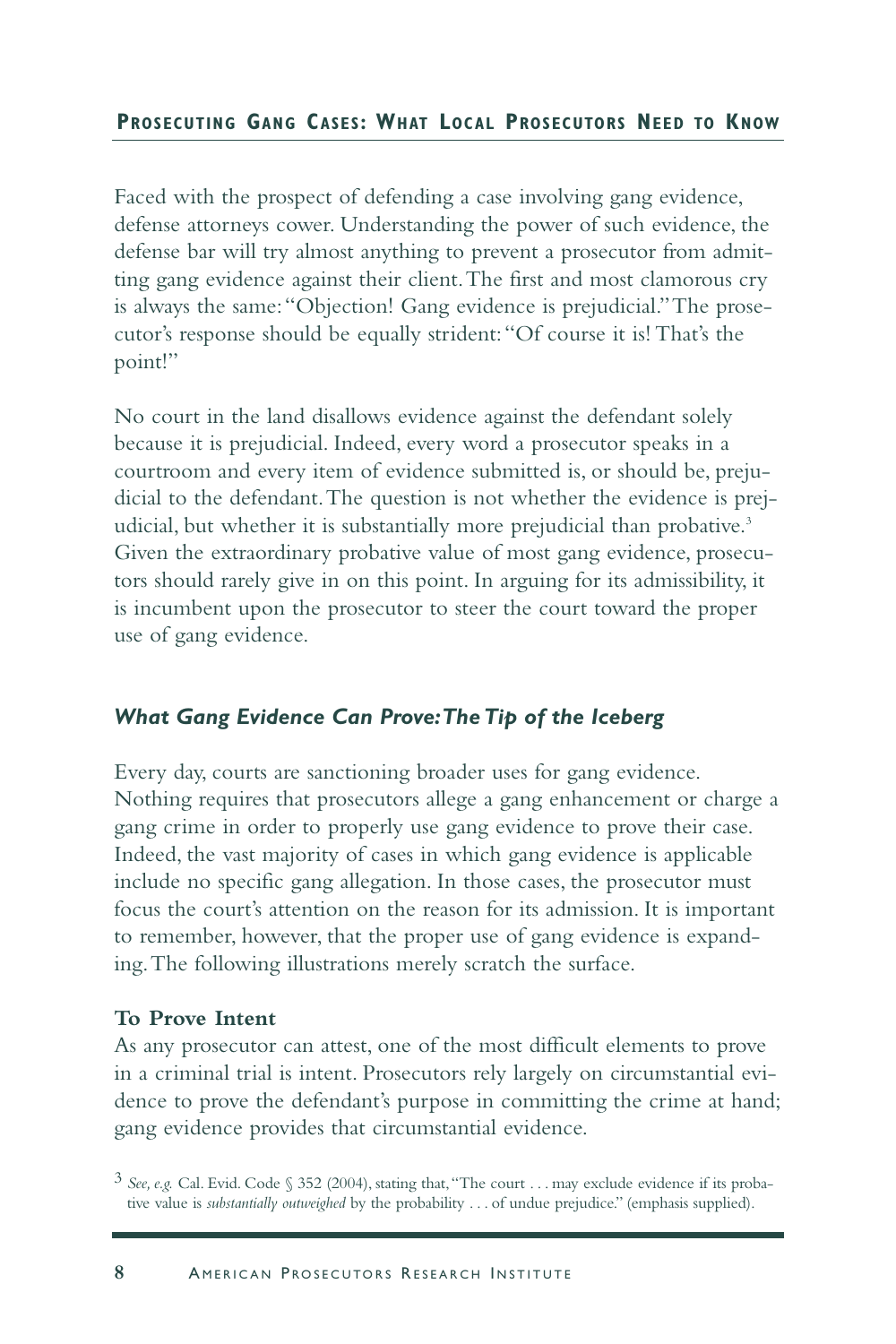Faced with the prospect of defending a case involving gang evidence, defense attorneys cower. Understanding the power of such evidence, the defense bar will try almost anything to prevent a prosecutor from admitting gang evidence against their client. The first and most clamorous cry is always the same: "Objection! Gang evidence is prejudicial." The prosecutor's response should be equally strident: "Of course it is! That's the point!"

No court in the land disallows evidence against the defendant solely because it is prejudicial. Indeed, every word a prosecutor speaks in a courtroom and every item of evidence submitted is, or should be, prejudicial to the defendant. The question is not whether the evidence is prejudicial, but whether it is substantially more prejudicial than probative.[3] Given the extraordinary probative value of most gang evidence, prosecutors should rarely give in on this point. In arguing for its admissibility, it is incumbent upon the prosecutor to steer the court toward the proper use of gang evidence.

### *What Gang Evidence Can Prove: The Tip of the Iceberg*

Every day, courts are sanctioning broader uses for gang evidence. Nothing requires that prosecutors allege a gang enhancement or charge a gang crime in order to properly use gang evidence to prove their case. Indeed, the vast majority of cases in which gang evidence is applicable include no specific gang allegation. In those cases, the prosecutor must focus the court's attention on the reason for its admission. It is important to remember, however, that the proper use of gang evidence is expanding. The following illustrations merely scratch the surface.

#### To Prove Intent

As any prosecutor can attest, one of the most difficult elements to prove in a criminal trial is intent. Prosecutors rely largely on circumstantial evidence to prove the defendant's purpose in committing the crime at hand; gang evidence provides that circumstantial evidence.

[3] *See, e.g.* Cal. Evid. Code § 352 (2004), stating that, "The court . . . may exclude evidence if its probative value is *substantially outweighed* by the probability . . . of undue prejudice." (emphasis supplied).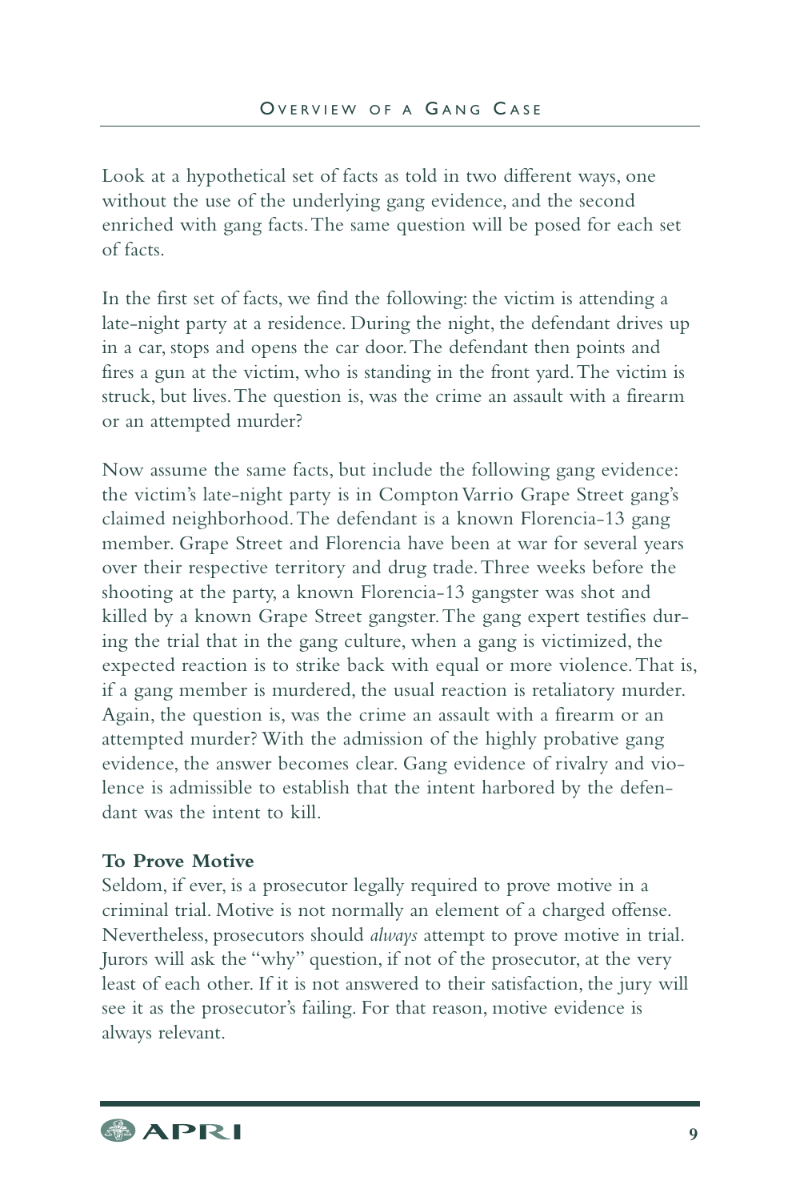Look at a hypothetical set of facts as told in two different ways, one without the use of the underlying gang evidence, and the second enriched with gang facts. The same question will be posed for each set of facts.

In the first set of facts, we find the following: the victim is attending a late-night party at a residence. During the night, the defendant drives up in a car, stops and opens the car door. The defendant then points and fires a gun at the victim, who is standing in the front yard. The victim is struck, but lives. The question is, was the crime an assault with a firearm or an attempted murder?

Now assume the same facts, but include the following gang evidence: the victim's late-night party is in Compton Varrio Grape Street gang's claimed neighborhood. The defendant is a known Florencia-13 gang member. Grape Street and Florencia have been at war for several years over their respective territory and drug trade. Three weeks before the shooting at the party, a known Florencia-13 gangster was shot and killed by a known Grape Street gangster. The gang expert testifies during the trial that in the gang culture, when a gang is victimized, the expected reaction is to strike back with equal or more violence. That is, if a gang member is murdered, the usual reaction is retaliatory murder. Again, the question is, was the crime an assault with a firearm or an attempted murder? With the admission of the highly probative gang evidence, the answer becomes clear. Gang evidence of rivalry and violence is admissible to establish that the intent harbored by the defendant was the intent to kill.

**To Prove Motive**

Seldom, if ever, is a prosecutor legally required to prove motive in a criminal trial. Motive is not normally an element of a charged offense. Nevertheless, prosecutors should *always* attempt to prove motive in trial. Jurors will ask the "why" question, if not of the prosecutor, at the very least of each other. If it is not answered to their satisfaction, the jury will see it as the prosecutor's failing. For that reason, motive evidence is always relevant.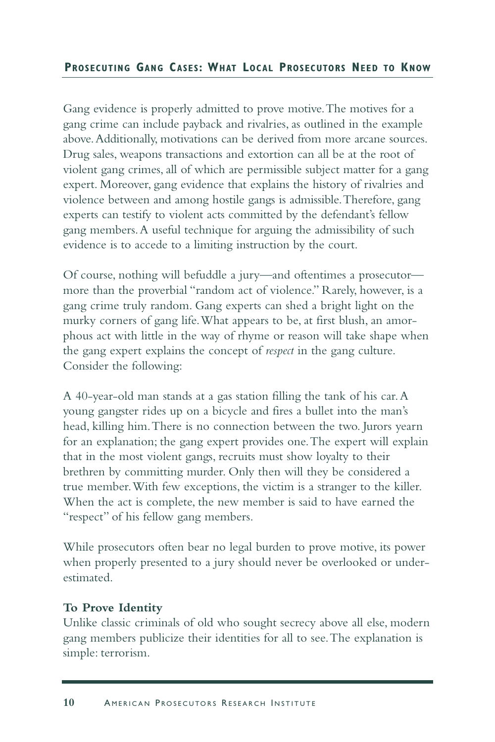Gang evidence is properly admitted to prove motive. The motives for a gang crime can include payback and rivalries, as outlined in the example above. Additionally, motivations can be derived from more arcane sources. Drug sales, weapons transactions and extortion can all be at the root of violent gang crimes, all of which are permissible subject matter for a gang expert. Moreover, gang evidence that explains the history of rivalries and violence between and among hostile gangs is admissible. Therefore, gang experts can testify to violent acts committed by the defendant's fellow gang members. A useful technique for arguing the admissibility of such evidence is to accede to a limiting instruction by the court.

Of course, nothing will befuddle a jury—and oftentimes a prosecutor—more than the proverbial "random act of violence." Rarely, however, is a gang crime truly random. Gang experts can shed a bright light on the murky corners of gang life. What appears to be, at first blush, an amorphous act with little in the way of rhyme or reason will take shape when the gang expert explains the concept of *respect* in the gang culture. Consider the following:

A 40-year-old man stands at a gas station filling the tank of his car. A young gangster rides up on a bicycle and fires a bullet into the man's head, killing him. There is no connection between the two. Jurors yearn for an explanation; the gang expert provides one. The expert will explain that in the most violent gangs, recruits must show loyalty to their brethren by committing murder. Only then will they be considered a true member. With few exceptions, the victim is a stranger to the killer. When the act is complete, the new member is said to have earned the "respect" of his fellow gang members.

While prosecutors often bear no legal burden to prove motive, its power when properly presented to a jury should never be overlooked or underestimated.

**To Prove Identity**

Unlike classic criminals of old who sought secrecy above all else, modern gang members publicize their identities for all to see. The explanation is simple: terrorism.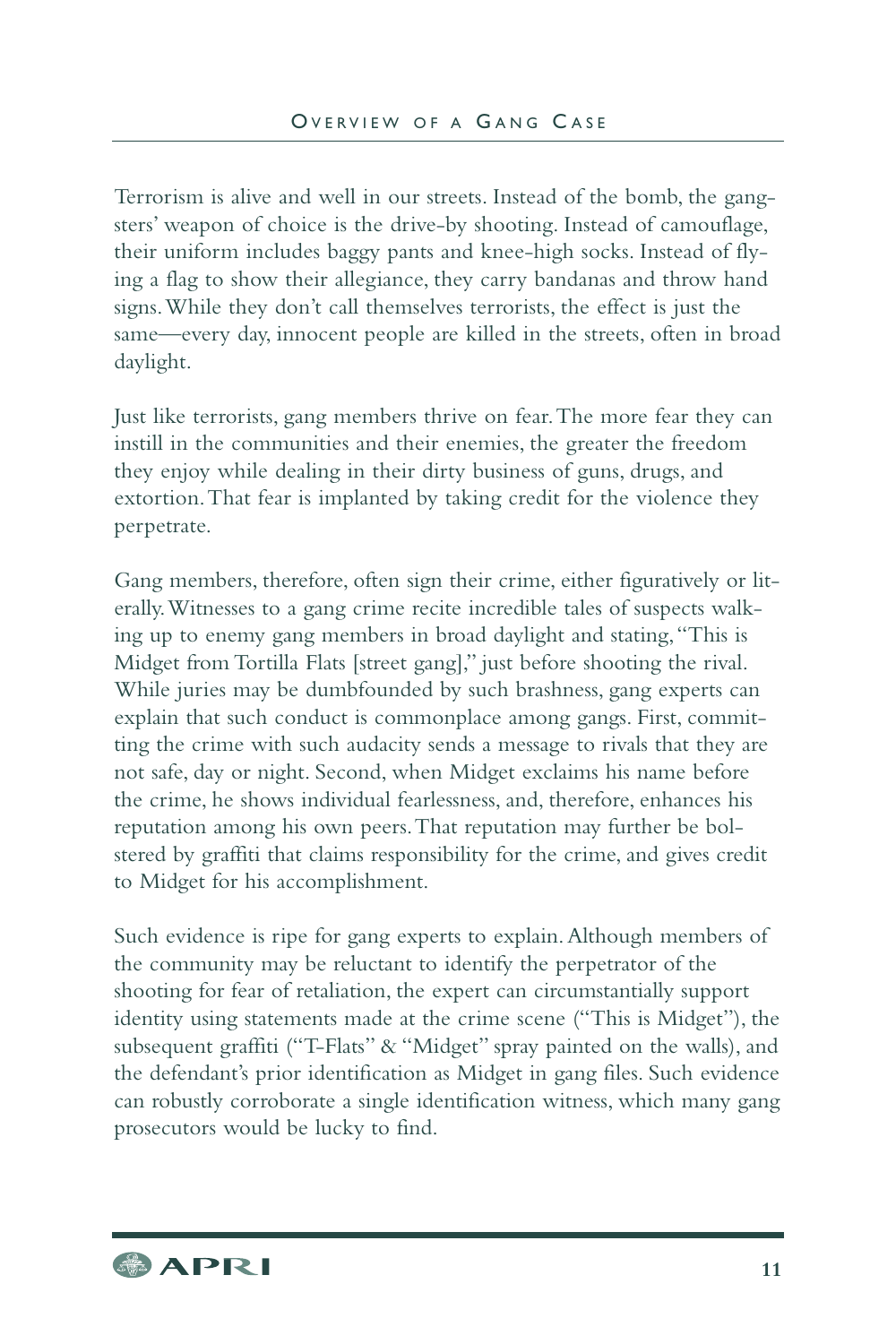Terrorism is alive and well in our streets. Instead of the bomb, the gangsters' weapon of choice is the drive-by shooting. Instead of camouflage, their uniform includes baggy pants and knee-high socks. Instead of flying a flag to show their allegiance, they carry bandanas and throw hand signs. While they don't call themselves terrorists, the effect is just the same—every day, innocent people are killed in the streets, often in broad daylight.

Just like terrorists, gang members thrive on fear. The more fear they can instill in the communities and their enemies, the greater the freedom they enjoy while dealing in their dirty business of guns, drugs, and extortion. That fear is implanted by taking credit for the violence they perpetrate.

Gang members, therefore, often sign their crime, either figuratively or literally. Witnesses to a gang crime recite incredible tales of suspects walking up to enemy gang members in broad daylight and stating, "This is Midget from Tortilla Flats [street gang]," just before shooting the rival. While juries may be dumbfounded by such brashness, gang experts can explain that such conduct is commonplace among gangs. First, committing the crime with such audacity sends a message to rivals that they are not safe, day or night. Second, when Midget exclaims his name before the crime, he shows individual fearlessness, and, therefore, enhances his reputation among his own peers. That reputation may further be bolstered by graffiti that claims responsibility for the crime, and gives credit to Midget for his accomplishment.

Such evidence is ripe for gang experts to explain. Although members of the community may be reluctant to identify the perpetrator of the shooting for fear of retaliation, the expert can circumstantially support identity using statements made at the crime scene ("This is Midget"), the subsequent graffiti ("T-Flats" & "Midget" spray painted on the walls), and the defendant's prior identification as Midget in gang files. Such evidence can robustly corroborate a single identification witness, which many gang prosecutors would be lucky to find.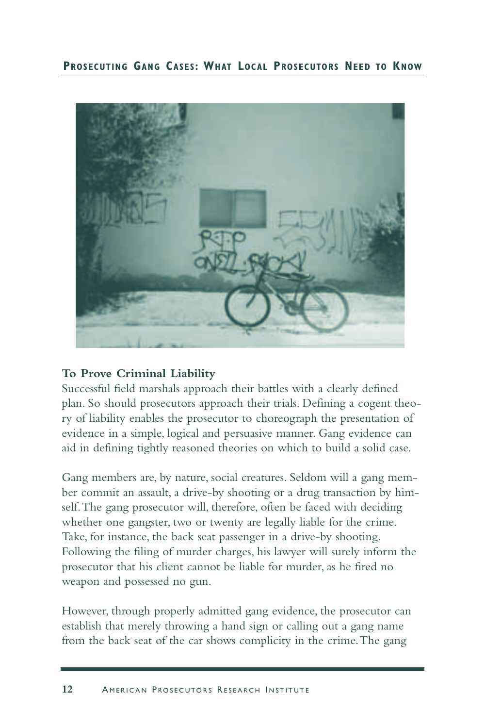## To Prove Criminal Liability

Successful field marshals approach their battles with a clearly defined plan. So should prosecutors approach their trials. Defining a cogent theory of liability enables the prosecutor to choreograph the presentation of evidence in a simple, logical and persuasive manner. Gang evidence can aid in defining tightly reasoned theories on which to build a solid case.

Gang members are, by nature, social creatures. Seldom will a gang member commit an assault, a drive-by shooting or a drug transaction by himself. The gang prosecutor will, therefore, often be faced with deciding whether one gangster, two or twenty are legally liable for the crime. Take, for instance, the back seat passenger in a drive-by shooting. Following the filing of murder charges, his lawyer will surely inform the prosecutor that his client cannot be liable for murder, as he fired no weapon and possessed no gun.

However, through properly admitted gang evidence, the prosecutor can establish that merely throwing a hand sign or calling out a gang name from the back seat of the car shows complicity in the crime. The gang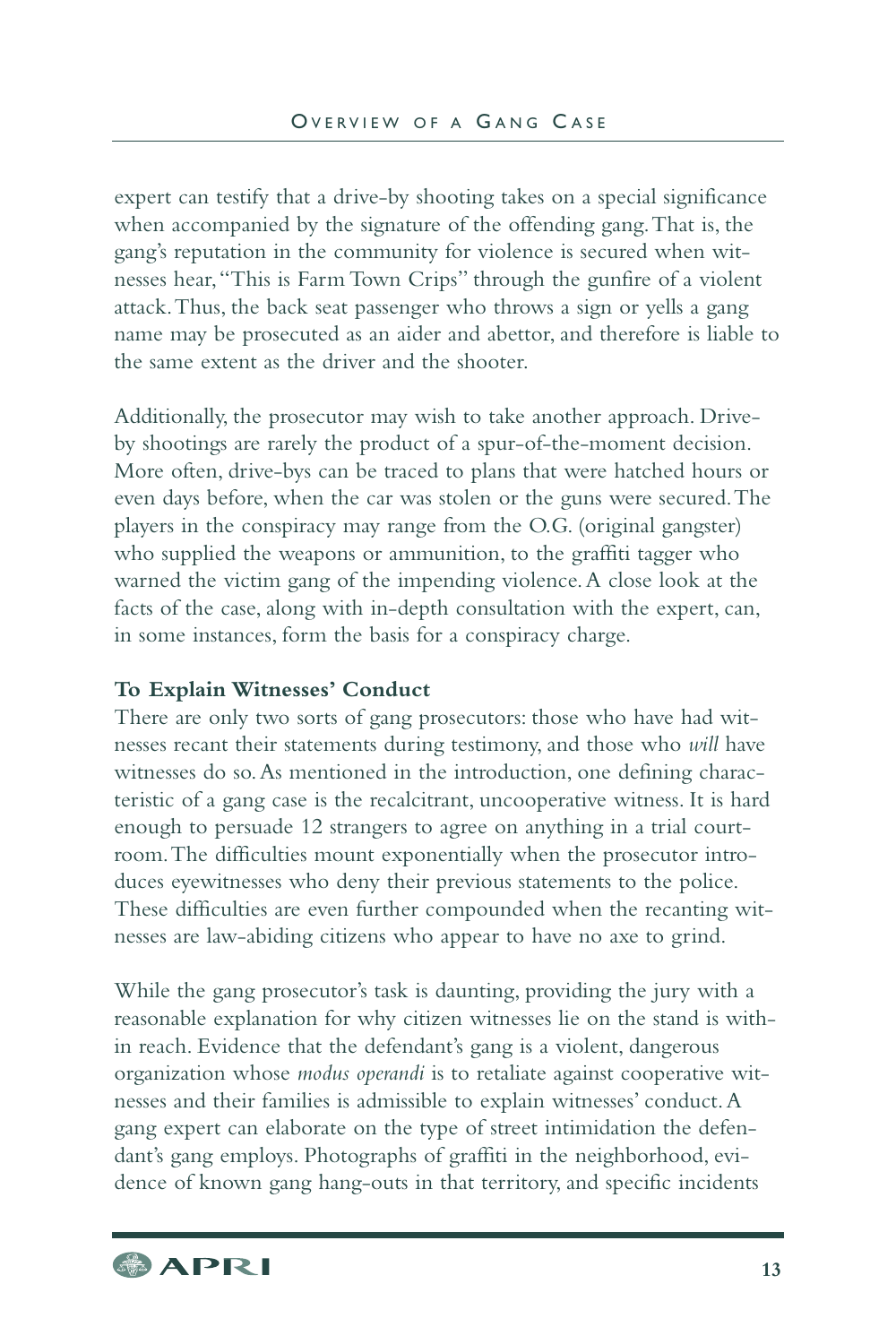expert can testify that a drive-by shooting takes on a special significance when accompanied by the signature of the offending gang. That is, the gang's reputation in the community for violence is secured when witnesses hear, "This is Farm Town Crips" through the gunfire of a violent attack. Thus, the back seat passenger who throws a sign or yells a gang name may be prosecuted as an aider and abettor, and therefore is liable to the same extent as the driver and the shooter.

Additionally, the prosecutor may wish to take another approach. Drive-by shootings are rarely the product of a spur-of-the-moment decision. More often, drive-bys can be traced to plans that were hatched hours or even days before, when the car was stolen or the guns were secured. The players in the conspiracy may range from the O.G. (original gangster) who supplied the weapons or ammunition, to the graffiti tagger who warned the victim gang of the impending violence. A close look at the facts of the case, along with in-depth consultation with the expert, can, in some instances, form the basis for a conspiracy charge.

**To Explain Witnesses' Conduct**

There are only two sorts of gang prosecutors: those who have had witnesses recant their statements during testimony, and those who *will* have witnesses do so. As mentioned in the introduction, one defining characteristic of a gang case is the recalcitrant, uncooperative witness. It is hard enough to persuade 12 strangers to agree on anything in a trial courtroom. The difficulties mount exponentially when the prosecutor introduces eyewitnesses who deny their previous statements to the police. These difficulties are even further compounded when the recanting witnesses are law-abiding citizens who appear to have no axe to grind.

While the gang prosecutor's task is daunting, providing the jury with a reasonable explanation for why citizen witnesses lie on the stand is within reach. Evidence that the defendant's gang is a violent, dangerous organization whose *modus operandi* is to retaliate against cooperative witnesses and their families is admissible to explain witnesses' conduct. A gang expert can elaborate on the type of street intimidation the defendant's gang employs. Photographs of graffiti in the neighborhood, evidence of known gang hang-outs in that territory, and specific incidents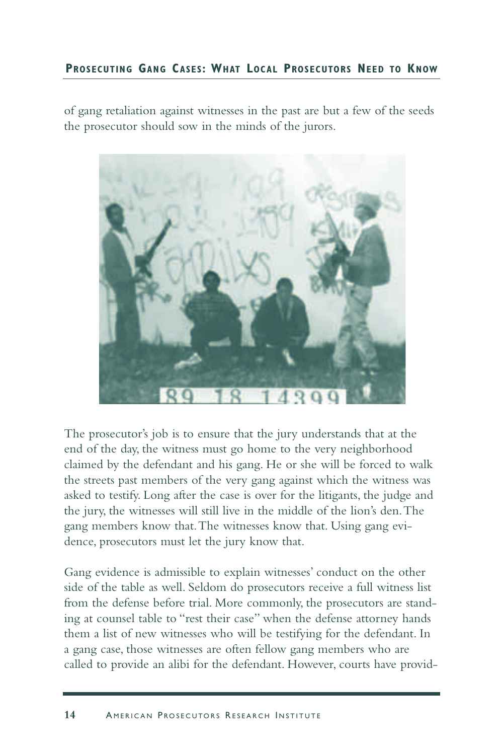of gang retaliation against witnesses in the past are but a few of the seeds the prosecutor should sow in the minds of the jurors.

The prosecutor's job is to ensure that the jury understands that at the end of the day, the witness must go home to the very neighborhood claimed by the defendant and his gang. He or she will be forced to walk the streets past members of the very gang against which the witness was asked to testify. Long after the case is over for the litigants, the judge and the jury, the witnesses will still live in the middle of the lion's den. The gang members know that. The witnesses know that. Using gang evidence, prosecutors must let the jury know that.

Gang evidence is admissible to explain witnesses' conduct on the other side of the table as well. Seldom do prosecutors receive a full witness list from the defense before trial. More commonly, the prosecutors are standing at counsel table to "rest their case" when the defense attorney hands them a list of new witnesses who will be testifying for the defendant. In a gang case, those witnesses are often fellow gang members who are called to provide an alibi for the defendant. However, courts have provid-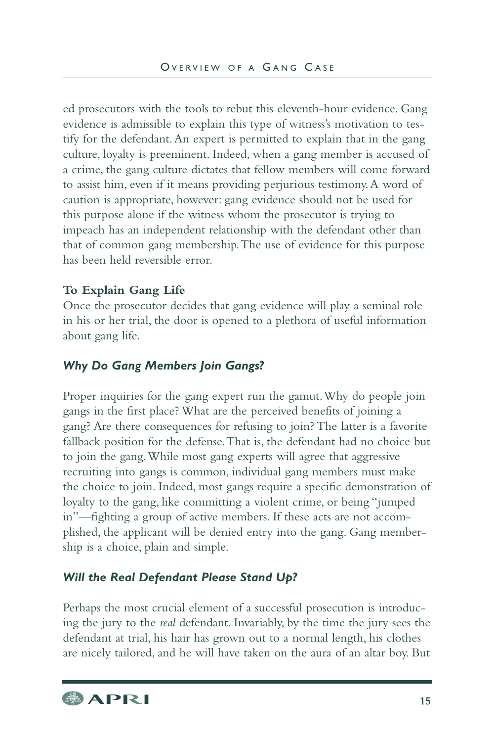ed prosecutors with the tools to rebut this eleventh-hour evidence. Gang evidence is admissible to explain this type of witness's motivation to testify for the defendant. An expert is permitted to explain that in the gang culture, loyalty is preeminent. Indeed, when a gang member is accused of a crime, the gang culture dictates that fellow members will come forward to assist him, even if it means providing perjurious testimony. A word of caution is appropriate, however: gang evidence should not be used for this purpose alone if the witness whom the prosecutor is trying to impeach has an independent relationship with the defendant other than that of common gang membership. The use of evidence for this purpose has been held reversible error.

**To Explain Gang Life**

Once the prosecutor decides that gang evidence will play a seminal role in his or her trial, the door is opened to a plethora of useful information about gang life.

### *Why Do Gang Members Join Gangs?*

Proper inquiries for the gang expert run the gamut. Why do people join gangs in the first place? What are the perceived benefits of joining a gang? Are there consequences for refusing to join? The latter is a favorite fallback position for the defense. That is, the defendant had no choice but to join the gang. While most gang experts will agree that aggressive recruiting into gangs is common, individual gang members must make the choice to join. Indeed, most gangs require a specific demonstration of loyalty to the gang, like committing a violent crime, or being "jumped in"—fighting a group of active members. If these acts are not accomplished, the applicant will be denied entry into the gang. Gang membership is a choice, plain and simple.

### *Will the Real Defendant Please Stand Up?*

Perhaps the most crucial element of a successful prosecution is introducing the jury to the *real* defendant. Invariably, by the time the jury sees the defendant at trial, his hair has grown out to a normal length, his clothes are nicely tailored, and he will have taken on the aura of an altar boy. But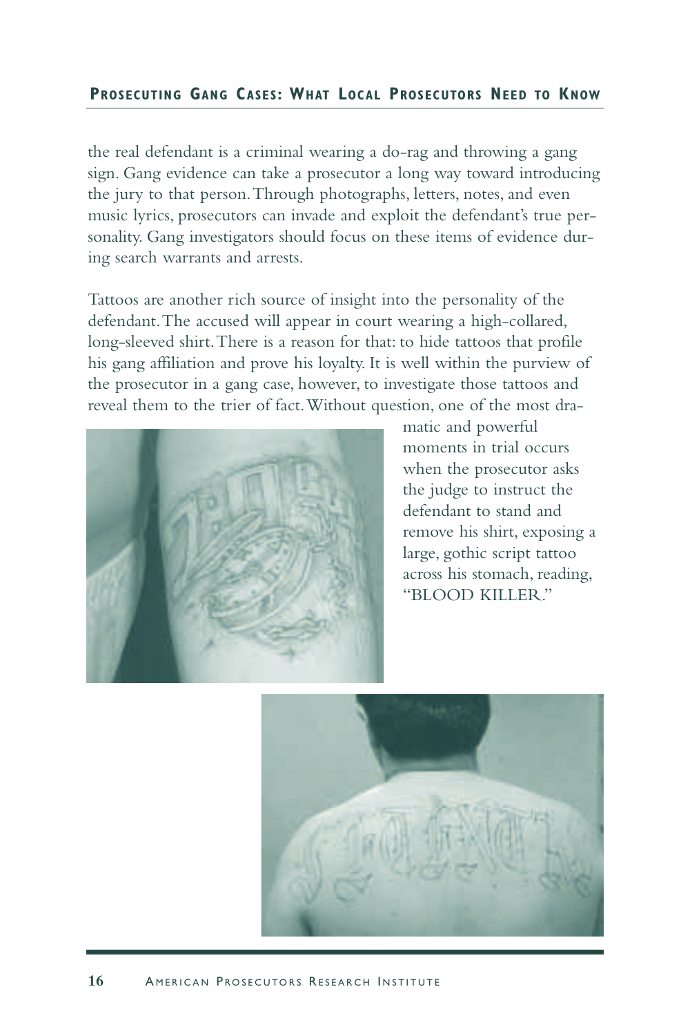the real defendant is a criminal wearing a do-rag and throwing a gang sign. Gang evidence can take a prosecutor a long way toward introducing the jury to that person. Through photographs, letters, notes, and even music lyrics, prosecutors can invade and exploit the defendant's true personality. Gang investigators should focus on these items of evidence during search warrants and arrests.

Tattoos are another rich source of insight into the personality of the defendant. The accused will appear in court wearing a high-collared, long-sleeved shirt. There is a reason for that: to hide tattoos that profile his gang affiliation and prove his loyalty. It is well within the purview of the prosecutor in a gang case, however, to investigate those tattoos and reveal them to the trier of fact. Without question, one of the most dramatic and powerful moments in trial occurs when the prosecutor asks the judge to instruct the defendant to stand and remove his shirt, exposing a large, gothic script tattoo across his stomach, reading, "BLOOD KILLER."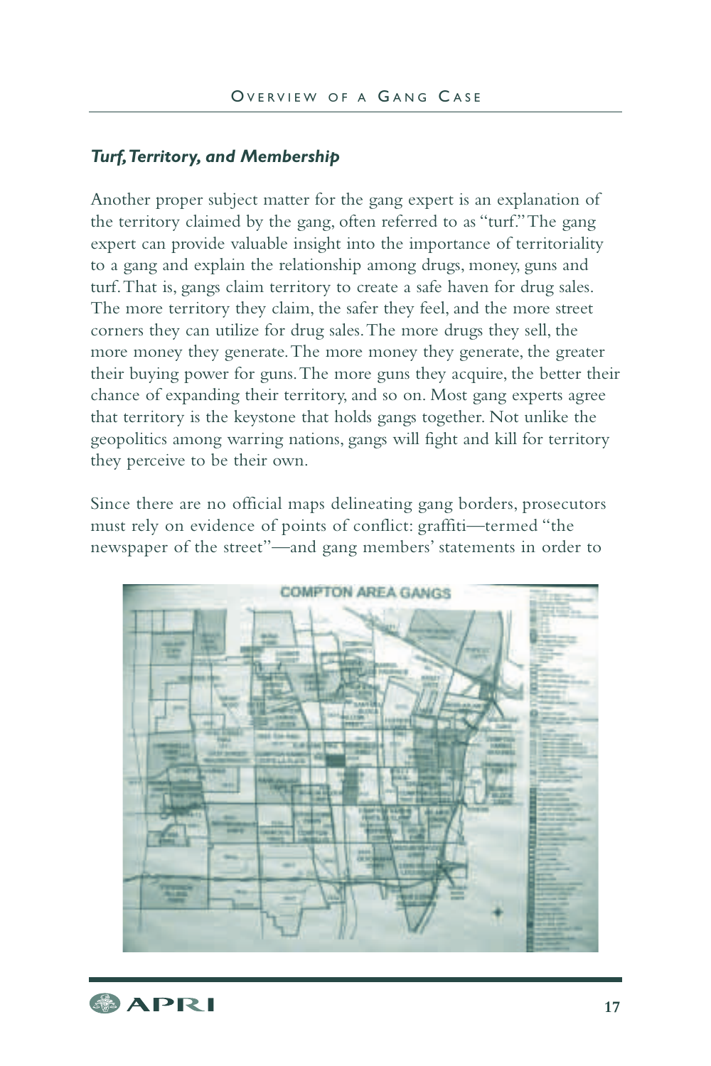### *Turf, Territory, and Membership*

Another proper subject matter for the gang expert is an explanation of the territory claimed by the gang, often referred to as "turf." The gang expert can provide valuable insight into the importance of territoriality to a gang and explain the relationship among drugs, money, guns and turf. That is, gangs claim territory to create a safe haven for drug sales. The more territory they claim, the safer they feel, and the more street corners they can utilize for drug sales. The more drugs they sell, the more money they generate. The more money they generate, the greater their buying power for guns. The more guns they acquire, the better their chance of expanding their territory, and so on. Most gang experts agree that territory is the keystone that holds gangs together. Not unlike the geopolitics among warring nations, gangs will fight and kill for territory they perceive to be their own.

Since there are no official maps delineating gang borders, prosecutors must rely on evidence of points of conflict: graffiti—termed "the newspaper of the street"—and gang members' statements in order to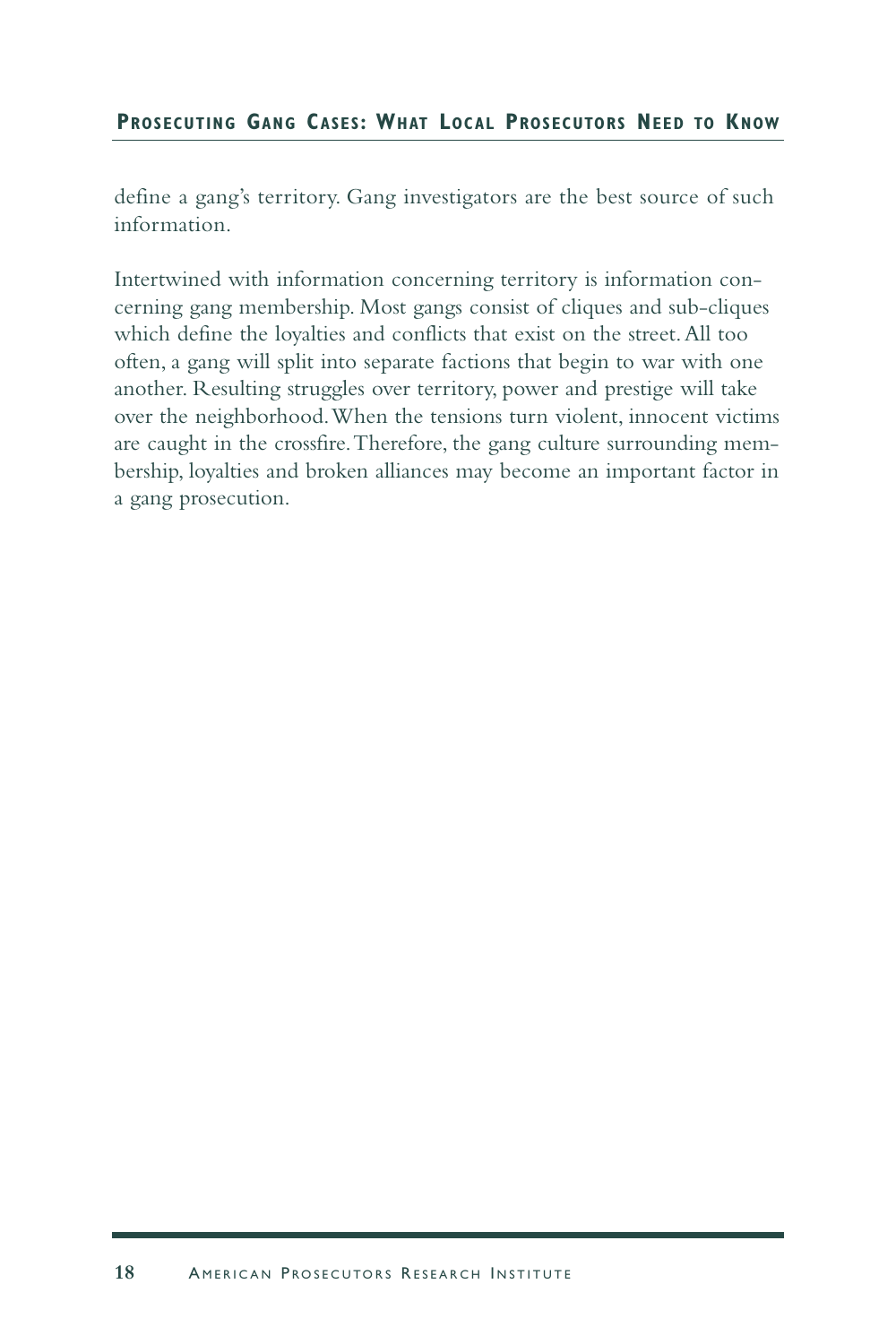define a gang's territory. Gang investigators are the best source of such information.

Intertwined with information concerning territory is information concerning gang membership. Most gangs consist of cliques and sub-cliques which define the loyalties and conflicts that exist on the street. All too often, a gang will split into separate factions that begin to war with one another. Resulting struggles over territory, power and prestige will take over the neighborhood. When the tensions turn violent, innocent victims are caught in the crossfire. Therefore, the gang culture surrounding membership, loyalties and broken alliances may become an important factor in a gang prosecution.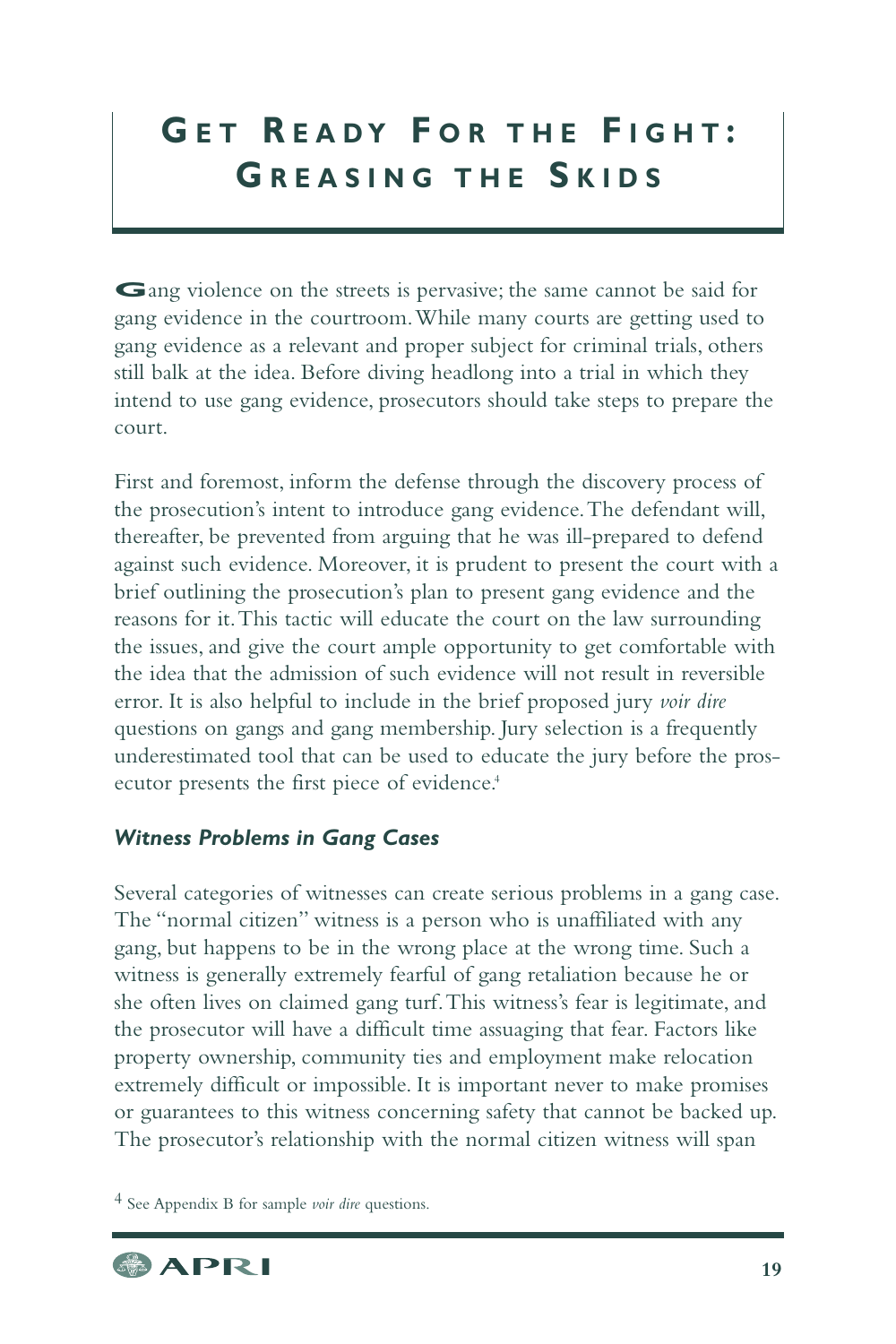# GET READY FOR THE FIGHT: GREASING THE SKIDS

Gang violence on the streets is pervasive; the same cannot be said for gang evidence in the courtroom. While many courts are getting used to gang evidence as a relevant and proper subject for criminal trials, others still balk at the idea. Before diving headlong into a trial in which they intend to use gang evidence, prosecutors should take steps to prepare the court.

First and foremost, inform the defense through the discovery process of the prosecution's intent to introduce gang evidence. The defendant will, thereafter, be prevented from arguing that he was ill-prepared to defend against such evidence. Moreover, it is prudent to present the court with a brief outlining the prosecution's plan to present gang evidence and the reasons for it. This tactic will educate the court on the law surrounding the issues, and give the court ample opportunity to get comfortable with the idea that the admission of such evidence will not result in reversible error. It is also helpful to include in the brief proposed jury *voir dire* questions on gangs and gang membership. Jury selection is a frequently underestimated tool that can be used to educate the jury before the prosecutor presents the first piece of evidence.[4]

### *Witness Problems in Gang Cases*

Several categories of witnesses can create serious problems in a gang case. The "normal citizen" witness is a person who is unaffiliated with any gang, but happens to be in the wrong place at the wrong time. Such a witness is generally extremely fearful of gang retaliation because he or she often lives on claimed gang turf. This witness's fear is legitimate, and the prosecutor will have a difficult time assuaging that fear. Factors like property ownership, community ties and employment make relocation extremely difficult or impossible. It is important never to make promises or guarantees to this witness concerning safety that cannot be backed up. The prosecutor's relationship with the normal citizen witness will span

[4] See Appendix B for sample *voir dire* questions.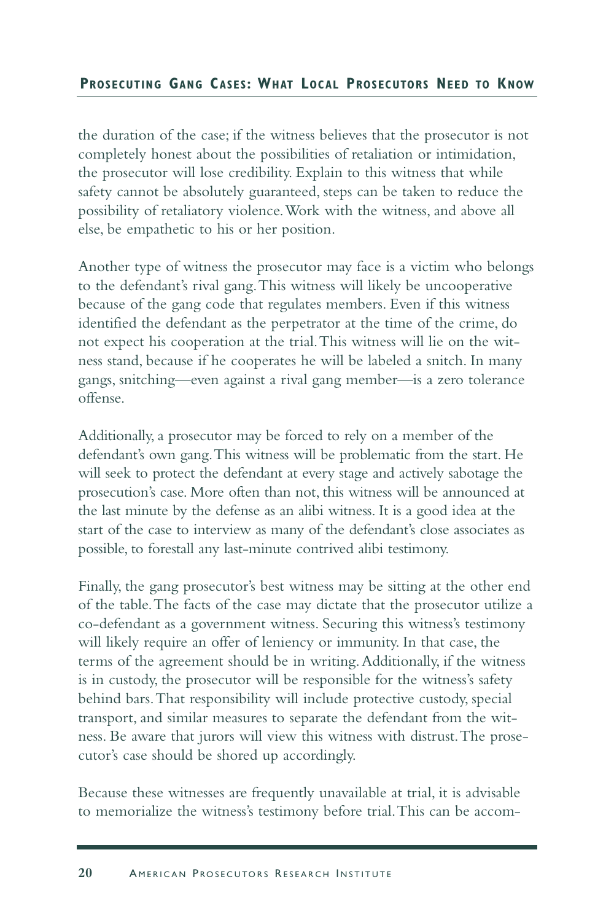the duration of the case; if the witness believes that the prosecutor is not completely honest about the possibilities of retaliation or intimidation, the prosecutor will lose credibility. Explain to this witness that while safety cannot be absolutely guaranteed, steps can be taken to reduce the possibility of retaliatory violence. Work with the witness, and above all else, be empathetic to his or her position.

Another type of witness the prosecutor may face is a victim who belongs to the defendant's rival gang. This witness will likely be uncooperative because of the gang code that regulates members. Even if this witness identified the defendant as the perpetrator at the time of the crime, do not expect his cooperation at the trial. This witness will lie on the witness stand, because if he cooperates he will be labeled a snitch. In many gangs, snitching—even against a rival gang member—is a zero tolerance offense.

Additionally, a prosecutor may be forced to rely on a member of the defendant's own gang. This witness will be problematic from the start. He will seek to protect the defendant at every stage and actively sabotage the prosecution's case. More often than not, this witness will be announced at the last minute by the defense as an alibi witness. It is a good idea at the start of the case to interview as many of the defendant's close associates as possible, to forestall any last-minute contrived alibi testimony.

Finally, the gang prosecutor's best witness may be sitting at the other end of the table. The facts of the case may dictate that the prosecutor utilize a co-defendant as a government witness. Securing this witness's testimony will likely require an offer of leniency or immunity. In that case, the terms of the agreement should be in writing. Additionally, if the witness is in custody, the prosecutor will be responsible for the witness's safety behind bars. That responsibility will include protective custody, special transport, and similar measures to separate the defendant from the witness. Be aware that jurors will view this witness with distrust. The prosecutor's case should be shored up accordingly.

Because these witnesses are frequently unavailable at trial, it is advisable to memorialize the witness's testimony before trial. This can be accom-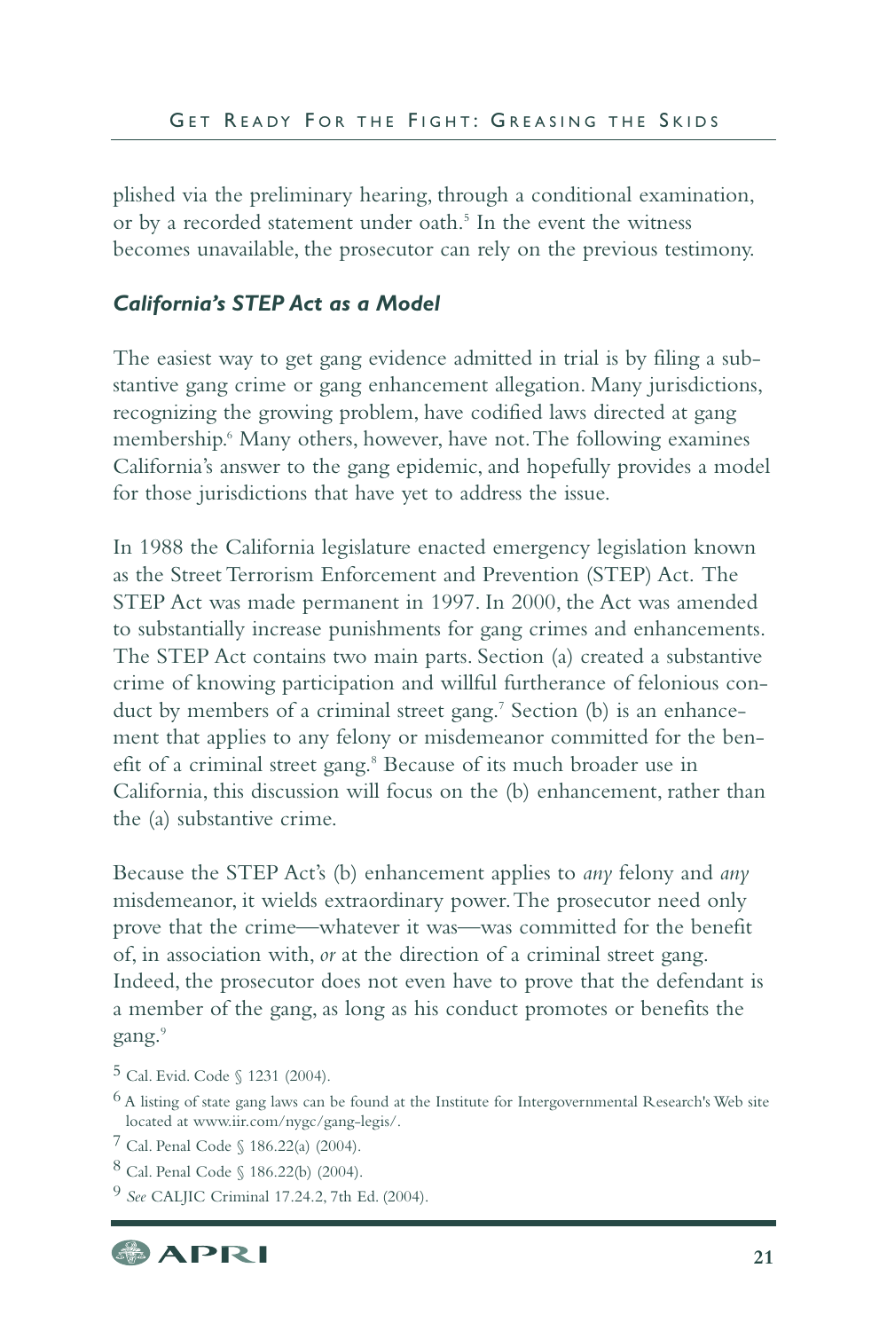plished via the preliminary hearing, through a conditional examination, or by a recorded statement under oath.[5] In the event the witness becomes unavailable, the prosecutor can rely on the previous testimony.

### *California's STEP Act as a Model*

The easiest way to get gang evidence admitted in trial is by filing a substantive gang crime or gang enhancement allegation. Many jurisdictions, recognizing the growing problem, have codified laws directed at gang membership.[6] Many others, however, have not. The following examines California's answer to the gang epidemic, and hopefully provides a model for those jurisdictions that have yet to address the issue.

In 1988 the California legislature enacted emergency legislation known as the Street Terrorism Enforcement and Prevention (STEP) Act. The STEP Act was made permanent in 1997. In 2000, the Act was amended to substantially increase punishments for gang crimes and enhancements. The STEP Act contains two main parts. Section (a) created a substantive crime of knowing participation and willful furtherance of felonious conduct by members of a criminal street gang.[7] Section (b) is an enhancement that applies to any felony or misdemeanor committed for the benefit of a criminal street gang.[8] Because of its much broader use in California, this discussion will focus on the (b) enhancement, rather than the (a) substantive crime.

Because the STEP Act's (b) enhancement applies to *any* felony and *any* misdemeanor, it wields extraordinary power. The prosecutor need only prove that the crime—whatever it was—was committed for the benefit of, in association with, *or* at the direction of a criminal street gang. Indeed, the prosecutor does not even have to prove that the defendant is a member of the gang, as long as his conduct promotes or benefits the gang.[9]

5 Cal. Evid. Code § 1231 (2004).

6 A listing of state gang laws can be found at the Institute for Intergovernmental Research's Web site located at www.iir.com/nygc/gang-legis/.

7 Cal. Penal Code § 186.22(a) (2004).

8 Cal. Penal Code § 186.22(b) (2004).

9 *See* CALJIC Criminal 17.24.2, 7th Ed. (2004).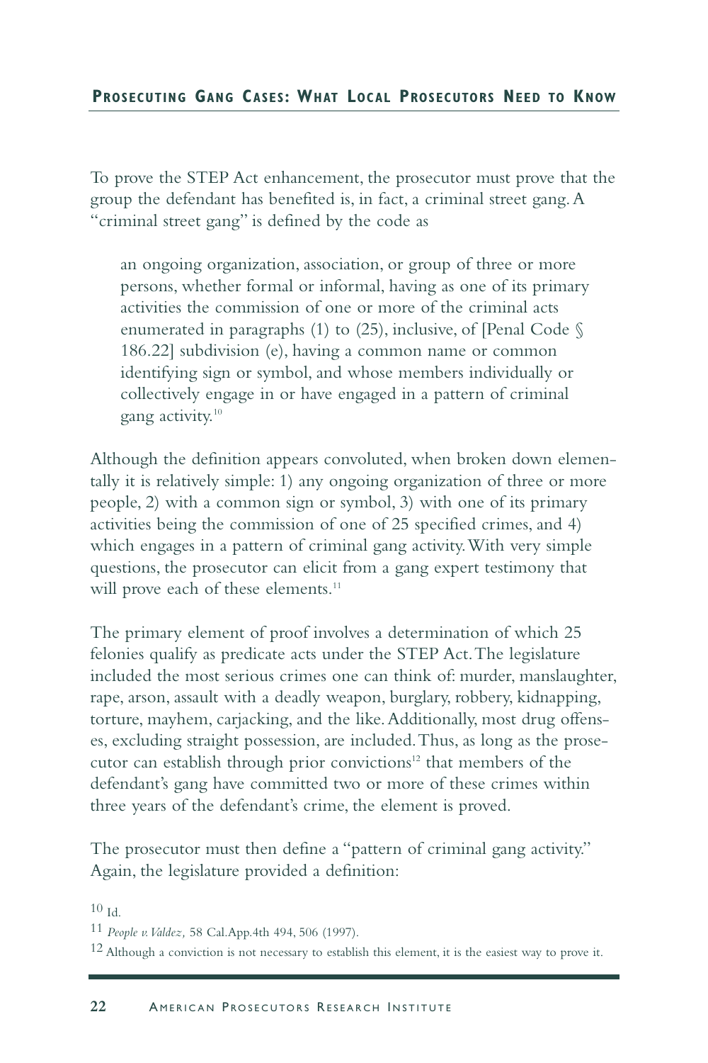To prove the STEP Act enhancement, the prosecutor must prove that the group the defendant has benefited is, in fact, a criminal street gang. A "criminal street gang" is defined by the code as

> an ongoing organization, association, or group of three or more persons, whether formal or informal, having as one of its primary activities the commission of one or more of the criminal acts enumerated in paragraphs (1) to (25), inclusive, of [Penal Code § 186.22] subdivision (e), having a common name or common identifying sign or symbol, and whose members individually or collectively engage in or have engaged in a pattern of criminal gang activity.[10]

Although the definition appears convoluted, when broken down elementally it is relatively simple: 1) any ongoing organization of three or more people, 2) with a common sign or symbol, 3) with one of its primary activities being the commission of one of 25 specified crimes, and 4) which engages in a pattern of criminal gang activity. With very simple questions, the prosecutor can elicit from a gang expert testimony that will prove each of these elements.[11]

The primary element of proof involves a determination of which 25 felonies qualify as predicate acts under the STEP Act. The legislature included the most serious crimes one can think of: murder, manslaughter, rape, arson, assault with a deadly weapon, burglary, robbery, kidnapping, torture, mayhem, carjacking, and the like. Additionally, most drug offenses, excluding straight possession, are included. Thus, as long as the prosecutor can establish through prior convictions[12] that members of the defendant's gang have committed two or more of these crimes within three years of the defendant's crime, the element is proved.

The prosecutor must then define a "pattern of criminal gang activity." Again, the legislature provided a definition:

---

10 Id.

11 *People v. Valdez,* 58 Cal.App.4th 494, 506 (1997).

12 Although a conviction is not necessary to establish this element, it is the easiest way to prove it.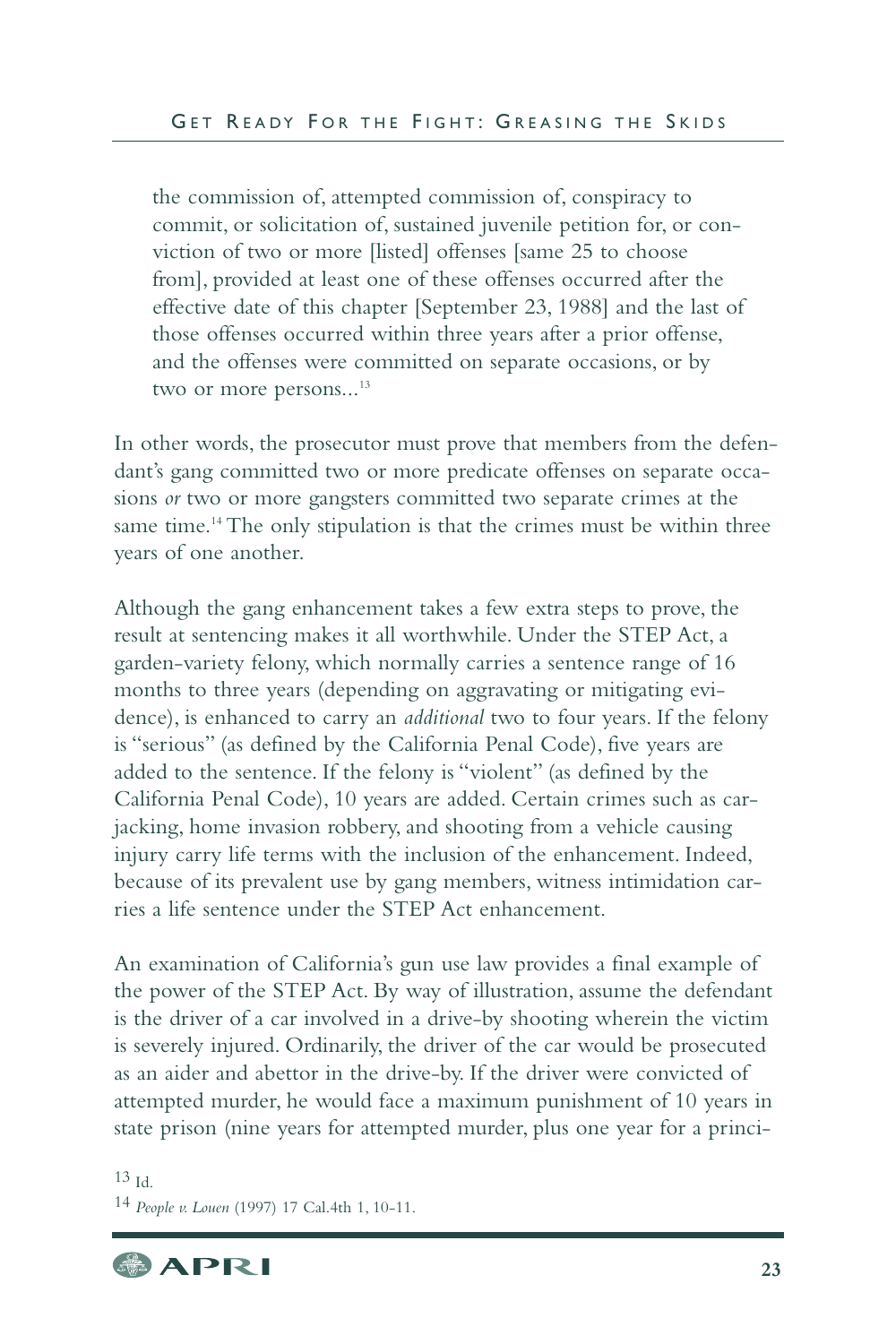> the commission of, attempted commission of, conspiracy to commit, or solicitation of, sustained juvenile petition for, or conviction of two or more [listed] offenses [same 25 to choose from], provided at least one of these offenses occurred after the effective date of this chapter [September 23, 1988] and the last of those offenses occurred within three years after a prior offense, and the offenses were committed on separate occasions, or by two or more persons...[13]

In other words, the prosecutor must prove that members from the defendant's gang committed two or more predicate offenses on separate occasions *or* two or more gangsters committed two separate crimes at the same time.[14] The only stipulation is that the crimes must be within three years of one another.

Although the gang enhancement takes a few extra steps to prove, the result at sentencing makes it all worthwhile. Under the STEP Act, a garden-variety felony, which normally carries a sentence range of 16 months to three years (depending on aggravating or mitigating evidence), is enhanced to carry an *additional* two to four years. If the felony is "serious" (as defined by the California Penal Code), five years are added to the sentence. If the felony is "violent" (as defined by the California Penal Code), 10 years are added. Certain crimes such as carjacking, home invasion robbery, and shooting from a vehicle causing injury carry life terms with the inclusion of the enhancement. Indeed, because of its prevalent use by gang members, witness intimidation carries a life sentence under the STEP Act enhancement.

An examination of California's gun use law provides a final example of the power of the STEP Act. By way of illustration, assume the defendant is the driver of a car involved in a drive-by shooting wherein the victim is severely injured. Ordinarily, the driver of the car would be prosecuted as an aider and abettor in the drive-by. If the driver were convicted of attempted murder, he would face a maximum punishment of 10 years in state prison (nine years for attempted murder, plus one year for a princi-

13 Id.

14 *People v. Louen* (1997) 17 Cal.4th 1, 10-11.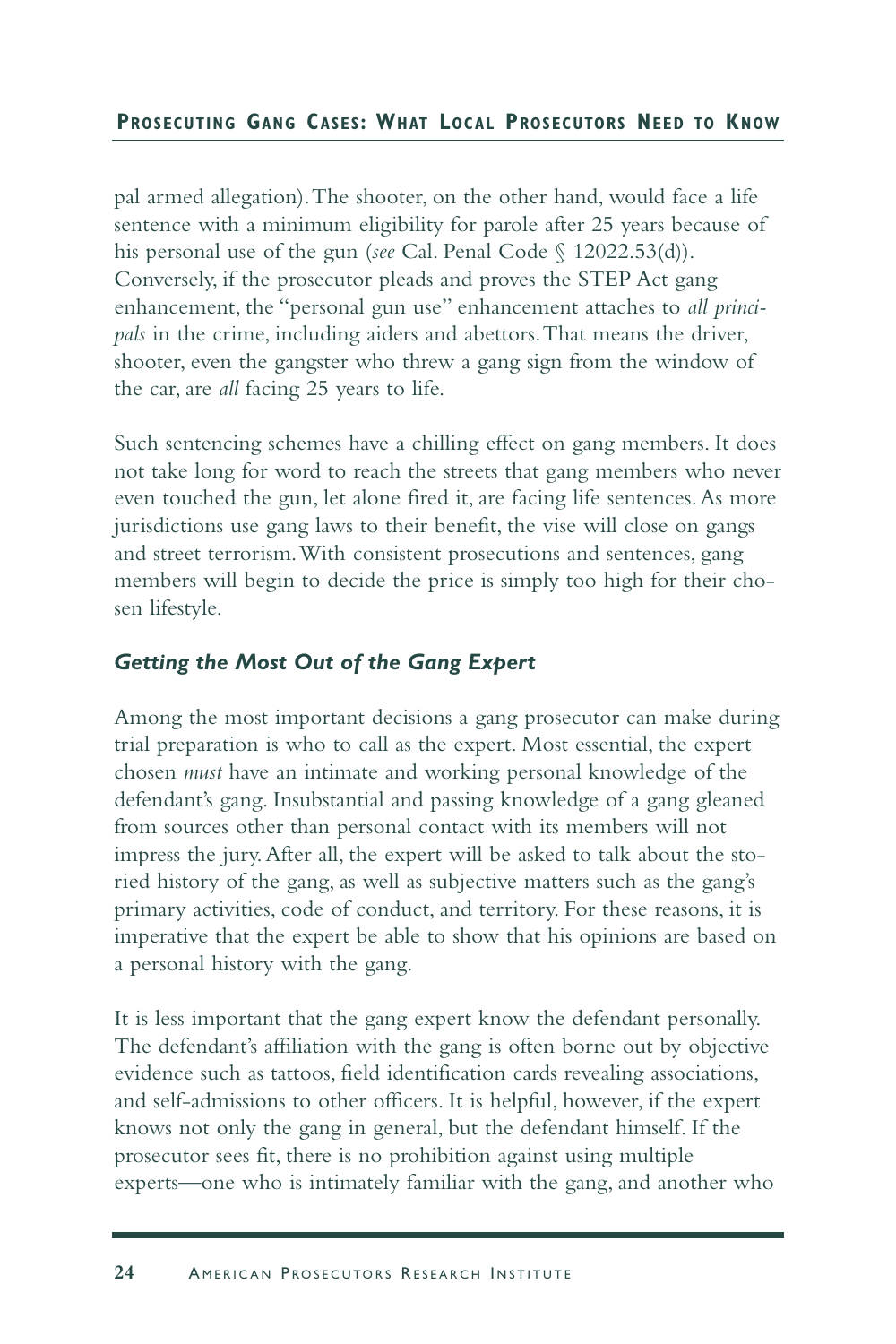pal armed allegation). The shooter, on the other hand, would face a life sentence with a minimum eligibility for parole after 25 years because of his personal use of the gun (*see* Cal. Penal Code § 12022.53(d)). Conversely, if the prosecutor pleads and proves the STEP Act gang enhancement, the "personal gun use" enhancement attaches to *all principals* in the crime, including aiders and abettors. That means the driver, shooter, even the gangster who threw a gang sign from the window of the car, are *all* facing 25 years to life.

Such sentencing schemes have a chilling effect on gang members. It does not take long for word to reach the streets that gang members who never even touched the gun, let alone fired it, are facing life sentences. As more jurisdictions use gang laws to their benefit, the vise will close on gangs and street terrorism. With consistent prosecutions and sentences, gang members will begin to decide the price is simply too high for their chosen lifestyle.

### *Getting the Most Out of the Gang Expert*

Among the most important decisions a gang prosecutor can make during trial preparation is who to call as the expert. Most essential, the expert chosen *must* have an intimate and working personal knowledge of the defendant's gang. Insubstantial and passing knowledge of a gang gleaned from sources other than personal contact with its members will not impress the jury. After all, the expert will be asked to talk about the storied history of the gang, as well as subjective matters such as the gang's primary activities, code of conduct, and territory. For these reasons, it is imperative that the expert be able to show that his opinions are based on a personal history with the gang.

It is less important that the gang expert know the defendant personally. The defendant's affiliation with the gang is often borne out by objective evidence such as tattoos, field identification cards revealing associations, and self-admissions to other officers. It is helpful, however, if the expert knows not only the gang in general, but the defendant himself. If the prosecutor sees fit, there is no prohibition against using multiple experts—one who is intimately familiar with the gang, and another who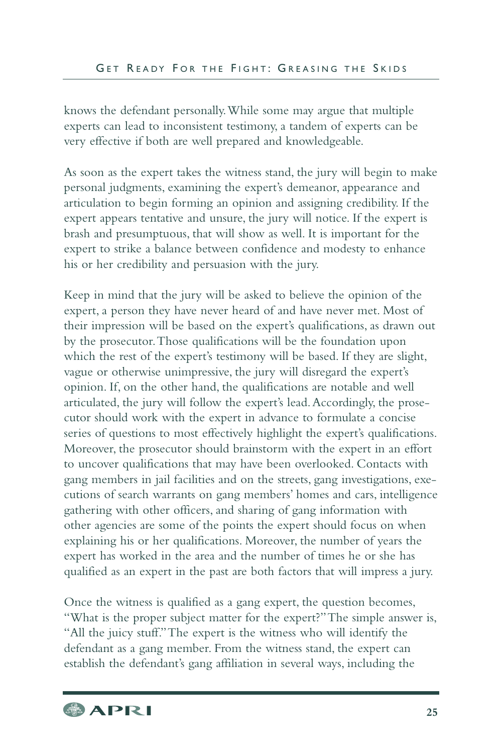knows the defendant personally. While some may argue that multiple experts can lead to inconsistent testimony, a tandem of experts can be very effective if both are well prepared and knowledgeable.

As soon as the expert takes the witness stand, the jury will begin to make personal judgments, examining the expert's demeanor, appearance and articulation to begin forming an opinion and assigning credibility. If the expert appears tentative and unsure, the jury will notice. If the expert is brash and presumptuous, that will show as well. It is important for the expert to strike a balance between confidence and modesty to enhance his or her credibility and persuasion with the jury.

Keep in mind that the jury will be asked to believe the opinion of the expert, a person they have never heard of and have never met. Most of their impression will be based on the expert's qualifications, as drawn out by the prosecutor. Those qualifications will be the foundation upon which the rest of the expert's testimony will be based. If they are slight, vague or otherwise unimpressive, the jury will disregard the expert's opinion. If, on the other hand, the qualifications are notable and well articulated, the jury will follow the expert's lead. Accordingly, the prosecutor should work with the expert in advance to formulate a concise series of questions to most effectively highlight the expert's qualifications. Moreover, the prosecutor should brainstorm with the expert in an effort to uncover qualifications that may have been overlooked. Contacts with gang members in jail facilities and on the streets, gang investigations, executions of search warrants on gang members' homes and cars, intelligence gathering with other officers, and sharing of gang information with other agencies are some of the points the expert should focus on when explaining his or her qualifications. Moreover, the number of years the expert has worked in the area and the number of times he or she has qualified as an expert in the past are both factors that will impress a jury.

Once the witness is qualified as a gang expert, the question becomes, "What is the proper subject matter for the expert?" The simple answer is, "All the juicy stuff." The expert is the witness who will identify the defendant as a gang member. From the witness stand, the expert can establish the defendant's gang affiliation in several ways, including the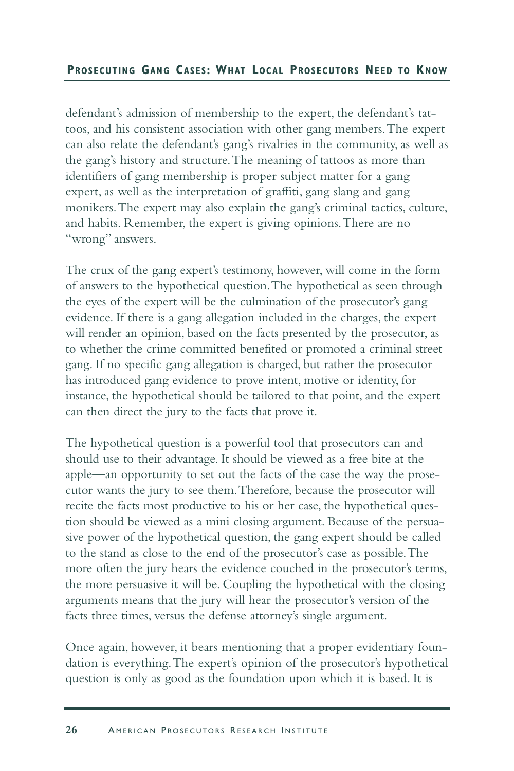defendant's admission of membership to the expert, the defendant's tattoos, and his consistent association with other gang members. The expert can also relate the defendant's gang's rivalries in the community, as well as the gang's history and structure. The meaning of tattoos as more than identifiers of gang membership is proper subject matter for a gang expert, as well as the interpretation of graffiti, gang slang and gang monikers. The expert may also explain the gang's criminal tactics, culture, and habits. Remember, the expert is giving opinions. There are no "wrong" answers.

The crux of the gang expert's testimony, however, will come in the form of answers to the hypothetical question. The hypothetical as seen through the eyes of the expert will be the culmination of the prosecutor's gang evidence. If there is a gang allegation included in the charges, the expert will render an opinion, based on the facts presented by the prosecutor, as to whether the crime committed benefited or promoted a criminal street gang. If no specific gang allegation is charged, but rather the prosecutor has introduced gang evidence to prove intent, motive or identity, for instance, the hypothetical should be tailored to that point, and the expert can then direct the jury to the facts that prove it.

The hypothetical question is a powerful tool that prosecutors can and should use to their advantage. It should be viewed as a free bite at the apple—an opportunity to set out the facts of the case the way the prosecutor wants the jury to see them. Therefore, because the prosecutor will recite the facts most productive to his or her case, the hypothetical question should be viewed as a mini closing argument. Because of the persuasive power of the hypothetical question, the gang expert should be called to the stand as close to the end of the prosecutor's case as possible. The more often the jury hears the evidence couched in the prosecutor's terms, the more persuasive it will be. Coupling the hypothetical with the closing arguments means that the jury will hear the prosecutor's version of the facts three times, versus the defense attorney's single argument.

Once again, however, it bears mentioning that a proper evidentiary foundation is everything. The expert's opinion of the prosecutor's hypothetical question is only as good as the foundation upon which it is based. It is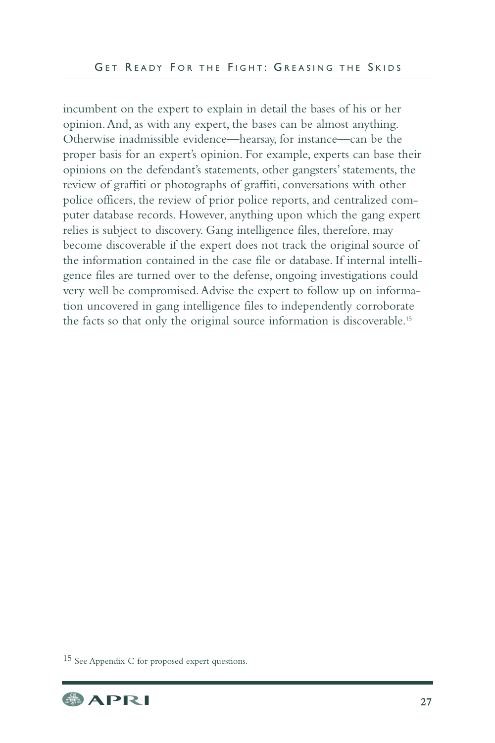incumbent on the expert to explain in detail the bases of his or her opinion. And, as with any expert, the bases can be almost anything. Otherwise inadmissible evidence—hearsay, for instance—can be the proper basis for an expert's opinion. For example, experts can base their opinions on the defendant's statements, other gangsters' statements, the review of graffiti or photographs of graffiti, conversations with other police officers, the review of prior police reports, and centralized computer database records. However, anything upon which the gang expert relies is subject to discovery. Gang intelligence files, therefore, may become discoverable if the expert does not track the original source of the information contained in the case file or database. If internal intelligence files are turned over to the defense, ongoing investigations could very well be compromised. Advise the expert to follow up on information uncovered in gang intelligence files to independently corroborate the facts so that only the original source information is discoverable.[15]

[15] See Appendix C for proposed expert questions.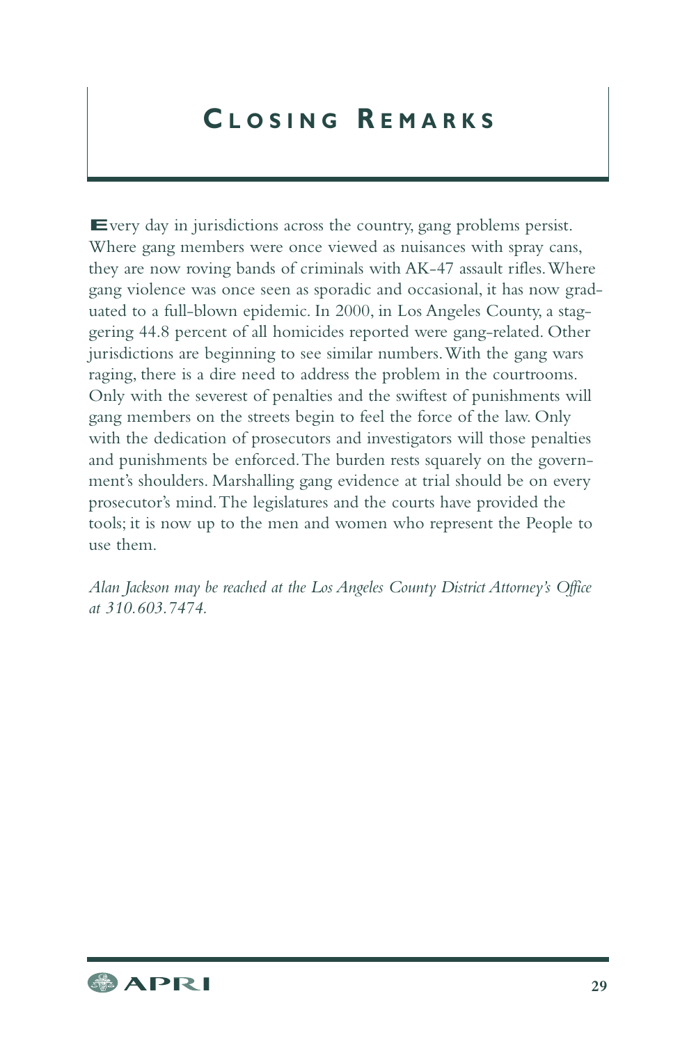# Closing Remarks

Every day in jurisdictions across the country, gang problems persist. Where gang members were once viewed as nuisances with spray cans, they are now roving bands of criminals with AK-47 assault rifles. Where gang violence was once seen as sporadic and occasional, it has now graduated to a full-blown epidemic. In 2000, in Los Angeles County, a staggering 44.8 percent of all homicides reported were gang-related. Other jurisdictions are beginning to see similar numbers. With the gang wars raging, there is a dire need to address the problem in the courtrooms. Only with the severest of penalties and the swiftest of punishments will gang members on the streets begin to feel the force of the law. Only with the dedication of prosecutors and investigators will those penalties and punishments be enforced. The burden rests squarely on the government's shoulders. Marshalling gang evidence at trial should be on every prosecutor's mind. The legislatures and the courts have provided the tools; it is now up to the men and women who represent the People to use them.

*Alan Jackson may be reached at the Los Angeles County District Attorney's Office at 310.603.7474.*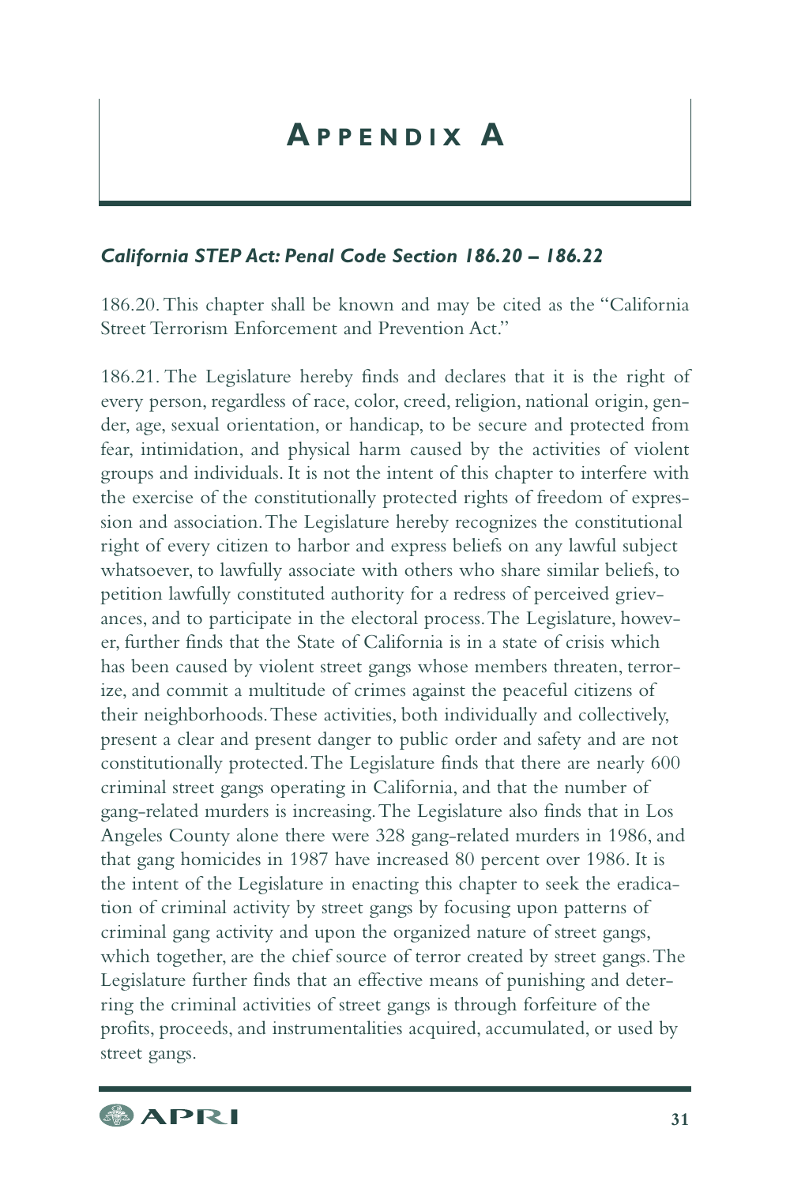# Appendix A

### *California STEP Act: Penal Code Section 186.20 – 186.22*

186.20. This chapter shall be known and may be cited as the "California Street Terrorism Enforcement and Prevention Act."

186.21. The Legislature hereby finds and declares that it is the right of every person, regardless of race, color, creed, religion, national origin, gender, age, sexual orientation, or handicap, to be secure and protected from fear, intimidation, and physical harm caused by the activities of violent groups and individuals. It is not the intent of this chapter to interfere with the exercise of the constitutionally protected rights of freedom of expression and association. The Legislature hereby recognizes the constitutional right of every citizen to harbor and express beliefs on any lawful subject whatsoever, to lawfully associate with others who share similar beliefs, to petition lawfully constituted authority for a redress of perceived grievances, and to participate in the electoral process. The Legislature, however, further finds that the State of California is in a state of crisis which has been caused by violent street gangs whose members threaten, terrorize, and commit a multitude of crimes against the peaceful citizens of their neighborhoods. These activities, both individually and collectively, present a clear and present danger to public order and safety and are not constitutionally protected. The Legislature finds that there are nearly 600 criminal street gangs operating in California, and that the number of gang-related murders is increasing. The Legislature also finds that in Los Angeles County alone there were 328 gang-related murders in 1986, and that gang homicides in 1987 have increased 80 percent over 1986. It is the intent of the Legislature in enacting this chapter to seek the eradication of criminal activity by street gangs by focusing upon patterns of criminal gang activity and upon the organized nature of street gangs, which together, are the chief source of terror created by street gangs. The Legislature further finds that an effective means of punishing and deterring the criminal activities of street gangs is through forfeiture of the profits, proceeds, and instrumentalities acquired, accumulated, or used by street gangs.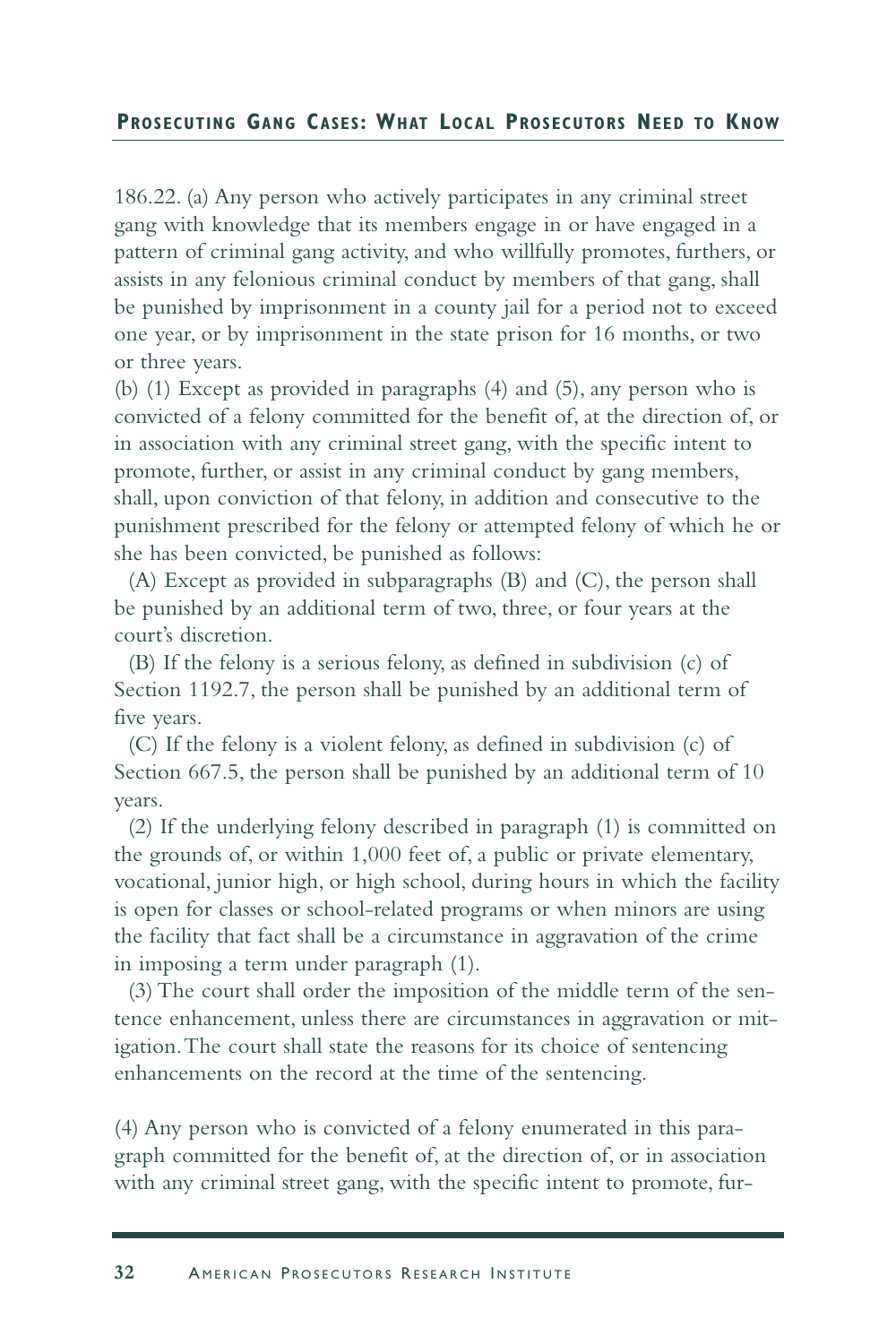186.22. (a) Any person who actively participates in any criminal street gang with knowledge that its members engage in or have engaged in a pattern of criminal gang activity, and who willfully promotes, furthers, or assists in any felonious criminal conduct by members of that gang, shall be punished by imprisonment in a county jail for a period not to exceed one year, or by imprisonment in the state prison for 16 months, or two or three years.

(b) (1) Except as provided in paragraphs (4) and (5), any person who is convicted of a felony committed for the benefit of, at the direction of, or in association with any criminal street gang, with the specific intent to promote, further, or assist in any criminal conduct by gang members, shall, upon conviction of that felony, in addition and consecutive to the punishment prescribed for the felony or attempted felony of which he or she has been convicted, be punished as follows:

(A) Except as provided in subparagraphs (B) and (C), the person shall be punished by an additional term of two, three, or four years at the court's discretion.

(B) If the felony is a serious felony, as defined in subdivision (c) of Section 1192.7, the person shall be punished by an additional term of five years.

(C) If the felony is a violent felony, as defined in subdivision (c) of Section 667.5, the person shall be punished by an additional term of 10 years.

(2) If the underlying felony described in paragraph (1) is committed on the grounds of, or within 1,000 feet of, a public or private elementary, vocational, junior high, or high school, during hours in which the facility is open for classes or school-related programs or when minors are using the facility that fact shall be a circumstance in aggravation of the crime in imposing a term under paragraph (1).

(3) The court shall order the imposition of the middle term of the sentence enhancement, unless there are circumstances in aggravation or mitigation. The court shall state the reasons for its choice of sentencing enhancements on the record at the time of the sentencing.

(4) Any person who is convicted of a felony enumerated in this paragraph committed for the benefit of, at the direction of, or in association with any criminal street gang, with the specific intent to promote, fur-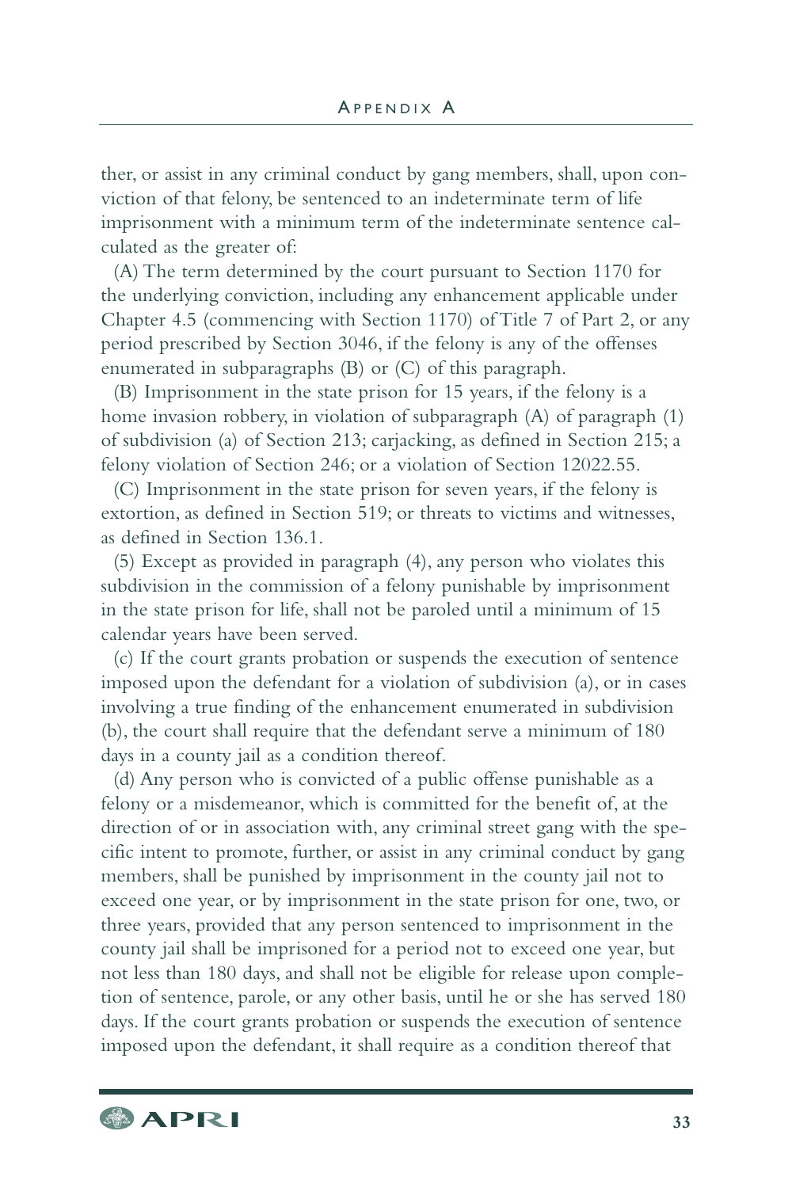ther, or assist in any criminal conduct by gang members, shall, upon conviction of that felony, be sentenced to an indeterminate term of life imprisonment with a minimum term of the indeterminate sentence calculated as the greater of:

(A) The term determined by the court pursuant to Section 1170 for the underlying conviction, including any enhancement applicable under Chapter 4.5 (commencing with Section 1170) of Title 7 of Part 2, or any period prescribed by Section 3046, if the felony is any of the offenses enumerated in subparagraphs (B) or (C) of this paragraph.

(B) Imprisonment in the state prison for 15 years, if the felony is a home invasion robbery, in violation of subparagraph (A) of paragraph (1) of subdivision (a) of Section 213; carjacking, as defined in Section 215; a felony violation of Section 246; or a violation of Section 12022.55.

(C) Imprisonment in the state prison for seven years, if the felony is extortion, as defined in Section 519; or threats to victims and witnesses, as defined in Section 136.1.

(5) Except as provided in paragraph (4), any person who violates this subdivision in the commission of a felony punishable by imprisonment in the state prison for life, shall not be paroled until a minimum of 15 calendar years have been served.

(c) If the court grants probation or suspends the execution of sentence imposed upon the defendant for a violation of subdivision (a), or in cases involving a true finding of the enhancement enumerated in subdivision (b), the court shall require that the defendant serve a minimum of 180 days in a county jail as a condition thereof.

(d) Any person who is convicted of a public offense punishable as a felony or a misdemeanor, which is committed for the benefit of, at the direction of or in association with, any criminal street gang with the specific intent to promote, further, or assist in any criminal conduct by gang members, shall be punished by imprisonment in the county jail not to exceed one year, or by imprisonment in the state prison for one, two, or three years, provided that any person sentenced to imprisonment in the county jail shall be imprisoned for a period not to exceed one year, but not less than 180 days, and shall not be eligible for release upon completion of sentence, parole, or any other basis, until he or she has served 180 days. If the court grants probation or suspends the execution of sentence imposed upon the defendant, it shall require as a condition thereof that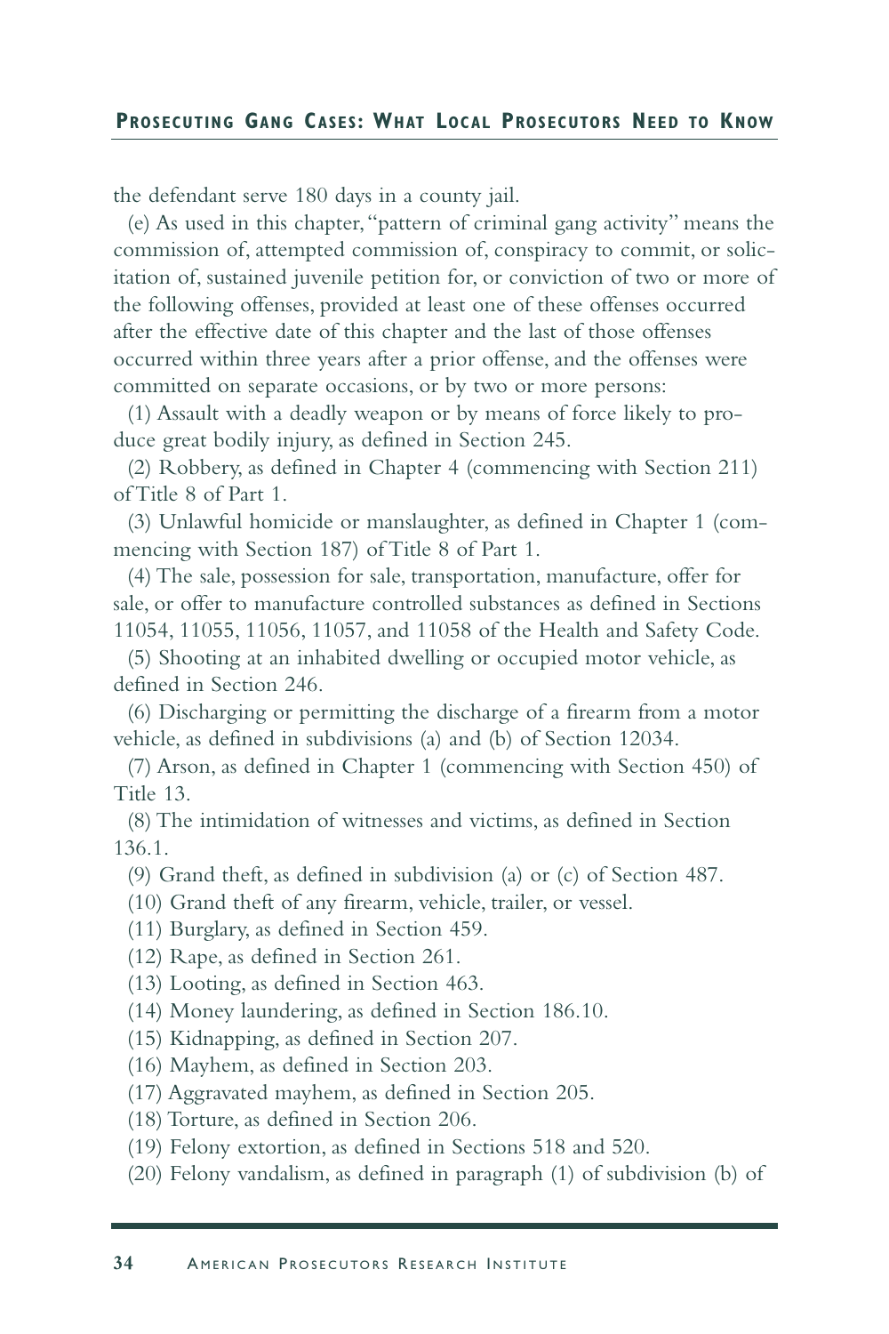the defendant serve 180 days in a county jail.

(e) As used in this chapter, "pattern of criminal gang activity" means the commission of, attempted commission of, conspiracy to commit, or solicitation of, sustained juvenile petition for, or conviction of two or more of the following offenses, provided at least one of these offenses occurred after the effective date of this chapter and the last of those offenses occurred within three years after a prior offense, and the offenses were committed on separate occasions, or by two or more persons:

(1) Assault with a deadly weapon or by means of force likely to produce great bodily injury, as defined in Section 245.

(2) Robbery, as defined in Chapter 4 (commencing with Section 211) of Title 8 of Part 1.

(3) Unlawful homicide or manslaughter, as defined in Chapter 1 (commencing with Section 187) of Title 8 of Part 1.

(4) The sale, possession for sale, transportation, manufacture, offer for sale, or offer to manufacture controlled substances as defined in Sections 11054, 11055, 11056, 11057, and 11058 of the Health and Safety Code.

(5) Shooting at an inhabited dwelling or occupied motor vehicle, as defined in Section 246.

(6) Discharging or permitting the discharge of a firearm from a motor vehicle, as defined in subdivisions (a) and (b) of Section 12034.

(7) Arson, as defined in Chapter 1 (commencing with Section 450) of Title 13.

(8) The intimidation of witnesses and victims, as defined in Section 136.1.

(9) Grand theft, as defined in subdivision (a) or (c) of Section 487.

(10) Grand theft of any firearm, vehicle, trailer, or vessel.

(11) Burglary, as defined in Section 459.

(12) Rape, as defined in Section 261.

(13) Looting, as defined in Section 463.

(14) Money laundering, as defined in Section 186.10.

(15) Kidnapping, as defined in Section 207.

(16) Mayhem, as defined in Section 203.

(17) Aggravated mayhem, as defined in Section 205.

(18) Torture, as defined in Section 206.

(19) Felony extortion, as defined in Sections 518 and 520.

(20) Felony vandalism, as defined in paragraph (1) of subdivision (b) of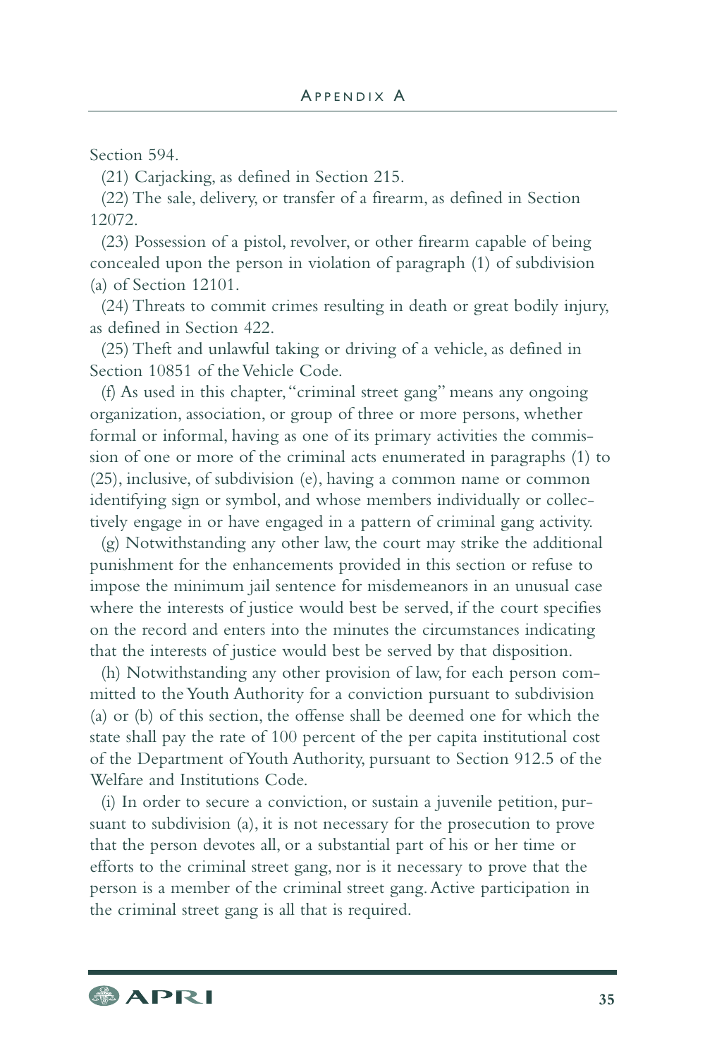Section 594.

(21) Carjacking, as defined in Section 215.

(22) The sale, delivery, or transfer of a firearm, as defined in Section 12072.

(23) Possession of a pistol, revolver, or other firearm capable of being concealed upon the person in violation of paragraph (1) of subdivision (a) of Section 12101.

(24) Threats to commit crimes resulting in death or great bodily injury, as defined in Section 422.

(25) Theft and unlawful taking or driving of a vehicle, as defined in Section 10851 of the Vehicle Code.

(f) As used in this chapter, "criminal street gang" means any ongoing organization, association, or group of three or more persons, whether formal or informal, having as one of its primary activities the commission of one or more of the criminal acts enumerated in paragraphs (1) to (25), inclusive, of subdivision (e), having a common name or common identifying sign or symbol, and whose members individually or collectively engage in or have engaged in a pattern of criminal gang activity.

(g) Notwithstanding any other law, the court may strike the additional punishment for the enhancements provided in this section or refuse to impose the minimum jail sentence for misdemeanors in an unusual case where the interests of justice would best be served, if the court specifies on the record and enters into the minutes the circumstances indicating that the interests of justice would best be served by that disposition.

(h) Notwithstanding any other provision of law, for each person committed to the Youth Authority for a conviction pursuant to subdivision (a) or (b) of this section, the offense shall be deemed one for which the state shall pay the rate of 100 percent of the per capita institutional cost of the Department of Youth Authority, pursuant to Section 912.5 of the Welfare and Institutions Code.

(i) In order to secure a conviction, or sustain a juvenile petition, pursuant to subdivision (a), it is not necessary for the prosecution to prove that the person devotes all, or a substantial part of his or her time or efforts to the criminal street gang, nor is it necessary to prove that the person is a member of the criminal street gang. Active participation in the criminal street gang is all that is required.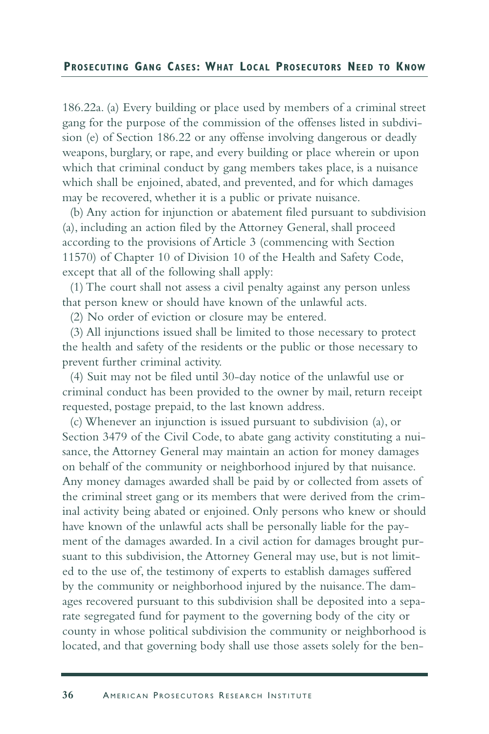186.22a. (a) Every building or place used by members of a criminal street gang for the purpose of the commission of the offenses listed in subdivision (e) of Section 186.22 or any offense involving dangerous or deadly weapons, burglary, or rape, and every building or place wherein or upon which that criminal conduct by gang members takes place, is a nuisance which shall be enjoined, abated, and prevented, and for which damages may be recovered, whether it is a public or private nuisance.

(b) Any action for injunction or abatement filed pursuant to subdivision (a), including an action filed by the Attorney General, shall proceed according to the provisions of Article 3 (commencing with Section 11570) of Chapter 10 of Division 10 of the Health and Safety Code, except that all of the following shall apply:

(1) The court shall not assess a civil penalty against any person unless that person knew or should have known of the unlawful acts.

(2) No order of eviction or closure may be entered.

(3) All injunctions issued shall be limited to those necessary to protect the health and safety of the residents or the public or those necessary to prevent further criminal activity.

(4) Suit may not be filed until 30-day notice of the unlawful use or criminal conduct has been provided to the owner by mail, return receipt requested, postage prepaid, to the last known address.

(c) Whenever an injunction is issued pursuant to subdivision (a), or Section 3479 of the Civil Code, to abate gang activity constituting a nuisance, the Attorney General may maintain an action for money damages on behalf of the community or neighborhood injured by that nuisance. Any money damages awarded shall be paid by or collected from assets of the criminal street gang or its members that were derived from the criminal activity being abated or enjoined. Only persons who knew or should have known of the unlawful acts shall be personally liable for the payment of the damages awarded. In a civil action for damages brought pursuant to this subdivision, the Attorney General may use, but is not limited to the use of, the testimony of experts to establish damages suffered by the community or neighborhood injured by the nuisance. The damages recovered pursuant to this subdivision shall be deposited into a separate segregated fund for payment to the governing body of the city or county in whose political subdivision the community or neighborhood is located, and that governing body shall use those assets solely for the ben-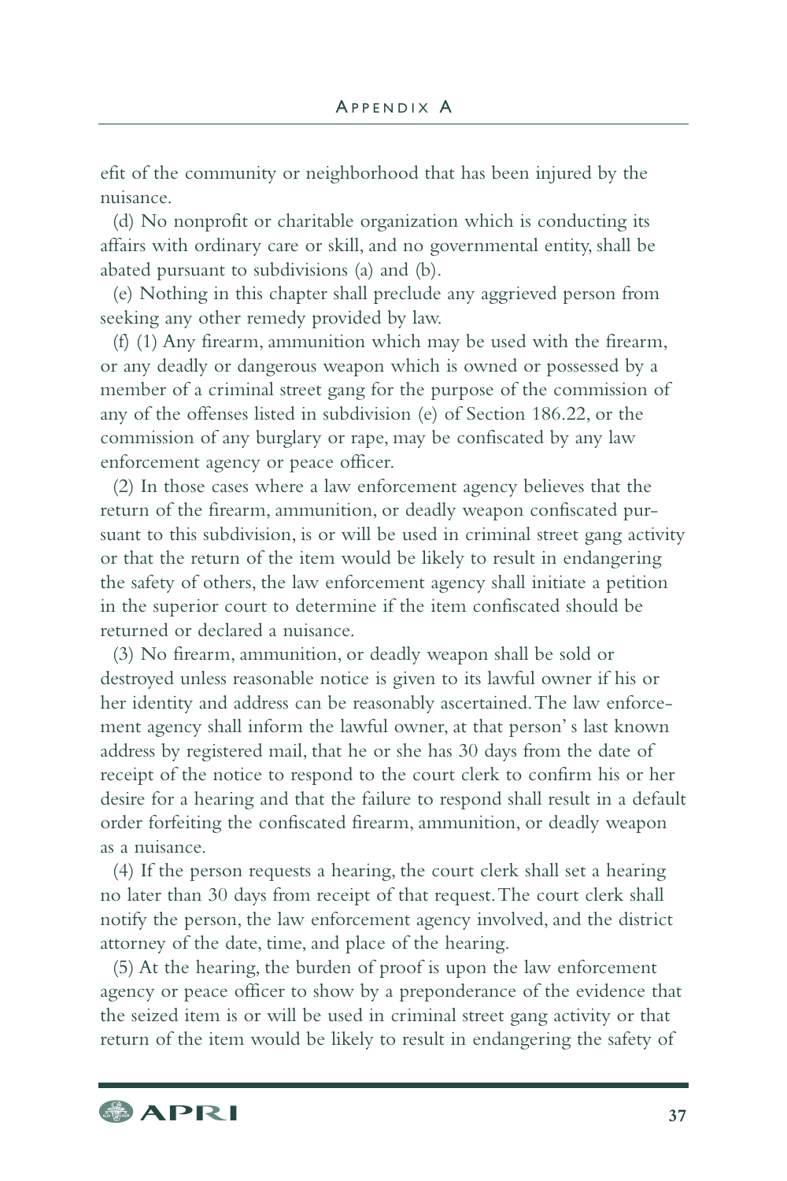efit of the community or neighborhood that has been injured by the nuisance.

(d) No nonprofit or charitable organization which is conducting its affairs with ordinary care or skill, and no governmental entity, shall be abated pursuant to subdivisions (a) and (b).

(e) Nothing in this chapter shall preclude any aggrieved person from seeking any other remedy provided by law.

(f) (1) Any firearm, ammunition which may be used with the firearm, or any deadly or dangerous weapon which is owned or possessed by a member of a criminal street gang for the purpose of the commission of any of the offenses listed in subdivision (e) of Section 186.22, or the commission of any burglary or rape, may be confiscated by any law enforcement agency or peace officer.

(2) In those cases where a law enforcement agency believes that the return of the firearm, ammunition, or deadly weapon confiscated pursuant to this subdivision, is or will be used in criminal street gang activity or that the return of the item would be likely to result in endangering the safety of others, the law enforcement agency shall initiate a petition in the superior court to determine if the item confiscated should be returned or declared a nuisance.

(3) No firearm, ammunition, or deadly weapon shall be sold or destroyed unless reasonable notice is given to its lawful owner if his or her identity and address can be reasonably ascertained. The law enforcement agency shall inform the lawful owner, at that person' s last known address by registered mail, that he or she has 30 days from the date of receipt of the notice to respond to the court clerk to confirm his or her desire for a hearing and that the failure to respond shall result in a default order forfeiting the confiscated firearm, ammunition, or deadly weapon as a nuisance.

(4) If the person requests a hearing, the court clerk shall set a hearing no later than 30 days from receipt of that request. The court clerk shall notify the person, the law enforcement agency involved, and the district attorney of the date, time, and place of the hearing.

(5) At the hearing, the burden of proof is upon the law enforcement agency or peace officer to show by a preponderance of the evidence that the seized item is or will be used in criminal street gang activity or that return of the item would be likely to result in endangering the safety of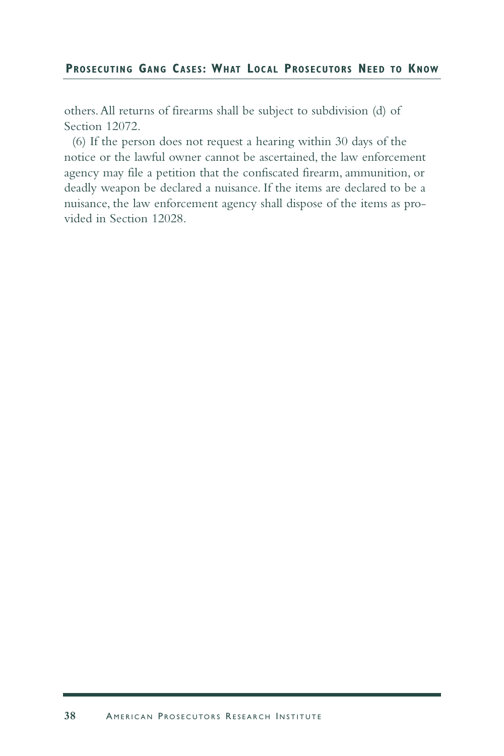others. All returns of firearms shall be subject to subdivision (d) of Section 12072.

(6) If the person does not request a hearing within 30 days of the notice or the lawful owner cannot be ascertained, the law enforcement agency may file a petition that the confiscated firearm, ammunition, or deadly weapon be declared a nuisance. If the items are declared to be a nuisance, the law enforcement agency shall dispose of the items as provided in Section 12028.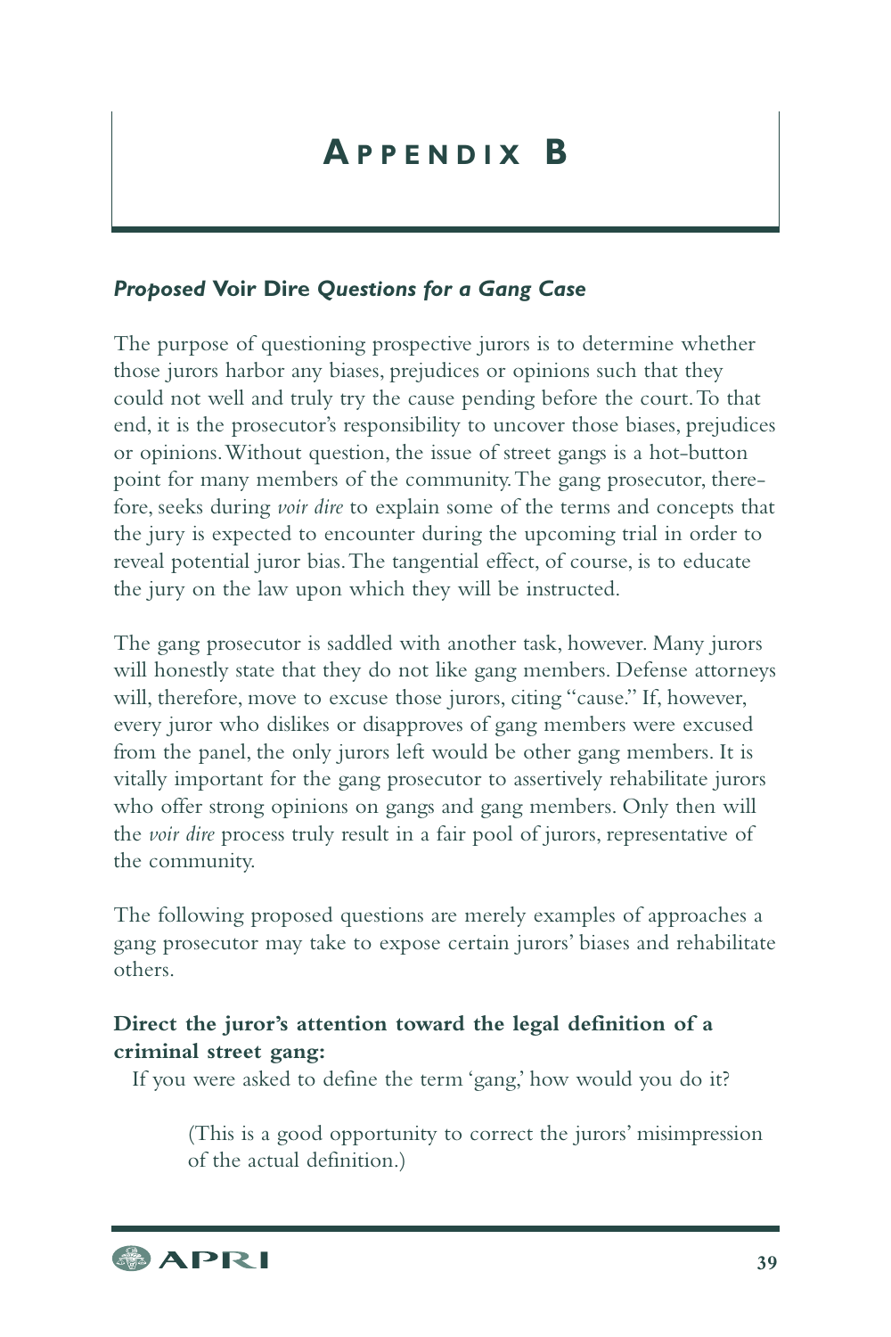# APPENDIX B

### *Proposed* Voir Dire *Questions for a Gang Case*

The purpose of questioning prospective jurors is to determine whether those jurors harbor any biases, prejudices or opinions such that they could not well and truly try the cause pending before the court. To that end, it is the prosecutor's responsibility to uncover those biases, prejudices or opinions. Without question, the issue of street gangs is a hot-button point for many members of the community. The gang prosecutor, therefore, seeks during *voir dire* to explain some of the terms and concepts that the jury is expected to encounter during the upcoming trial in order to reveal potential juror bias. The tangential effect, of course, is to educate the jury on the law upon which they will be instructed.

The gang prosecutor is saddled with another task, however. Many jurors will honestly state that they do not like gang members. Defense attorneys will, therefore, move to excuse those jurors, citing "cause." If, however, every juror who dislikes or disapproves of gang members were excused from the panel, the only jurors left would be other gang members. It is vitally important for the gang prosecutor to assertively rehabilitate jurors who offer strong opinions on gangs and gang members. Only then will the *voir dire* process truly result in a fair pool of jurors, representative of the community.

The following proposed questions are merely examples of approaches a gang prosecutor may take to expose certain jurors' biases and rehabilitate others.

**Direct the juror's attention toward the legal definition of a criminal street gang:**

If you were asked to define the term 'gang,' how would you do it?

> (This is a good opportunity to correct the jurors' misimpression of the actual definition.)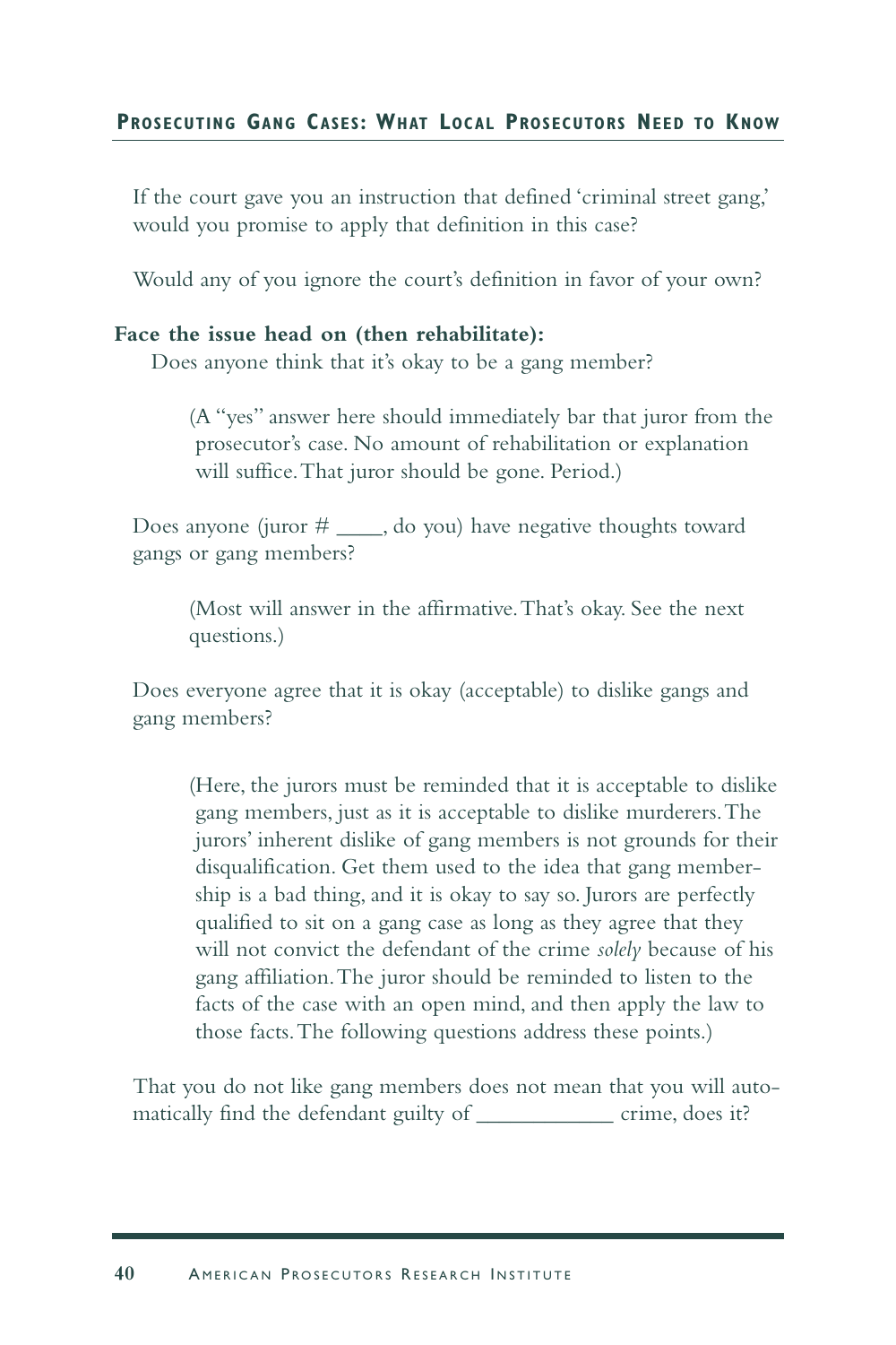If the court gave you an instruction that defined 'criminal street gang,' would you promise to apply that definition in this case?

Would any of you ignore the court's definition in favor of your own?

**Face the issue head on (then rehabilitate):**

Does anyone think that it's okay to be a gang member?

> (A "yes" answer here should immediately bar that juror from the prosecutor's case. No amount of rehabilitation or explanation will suffice. That juror should be gone. Period.)

Does anyone (juror # ____, do you) have negative thoughts toward gangs or gang members?

> (Most will answer in the affirmative. That's okay. See the next questions.)

Does everyone agree that it is okay (acceptable) to dislike gangs and gang members?

> (Here, the jurors must be reminded that it is acceptable to dislike gang members, just as it is acceptable to dislike murderers. The jurors' inherent dislike of gang members is not grounds for their disqualification. Get them used to the idea that gang membership is a bad thing, and it is okay to say so. Jurors are perfectly qualified to sit on a gang case as long as they agree that they will not convict the defendant of the crime *solely* because of his gang affiliation. The juror should be reminded to listen to the facts of the case with an open mind, and then apply the law to those facts. The following questions address these points.)

That you do not like gang members does not mean that you will automatically find the defendant guilty of ____________ crime, does it?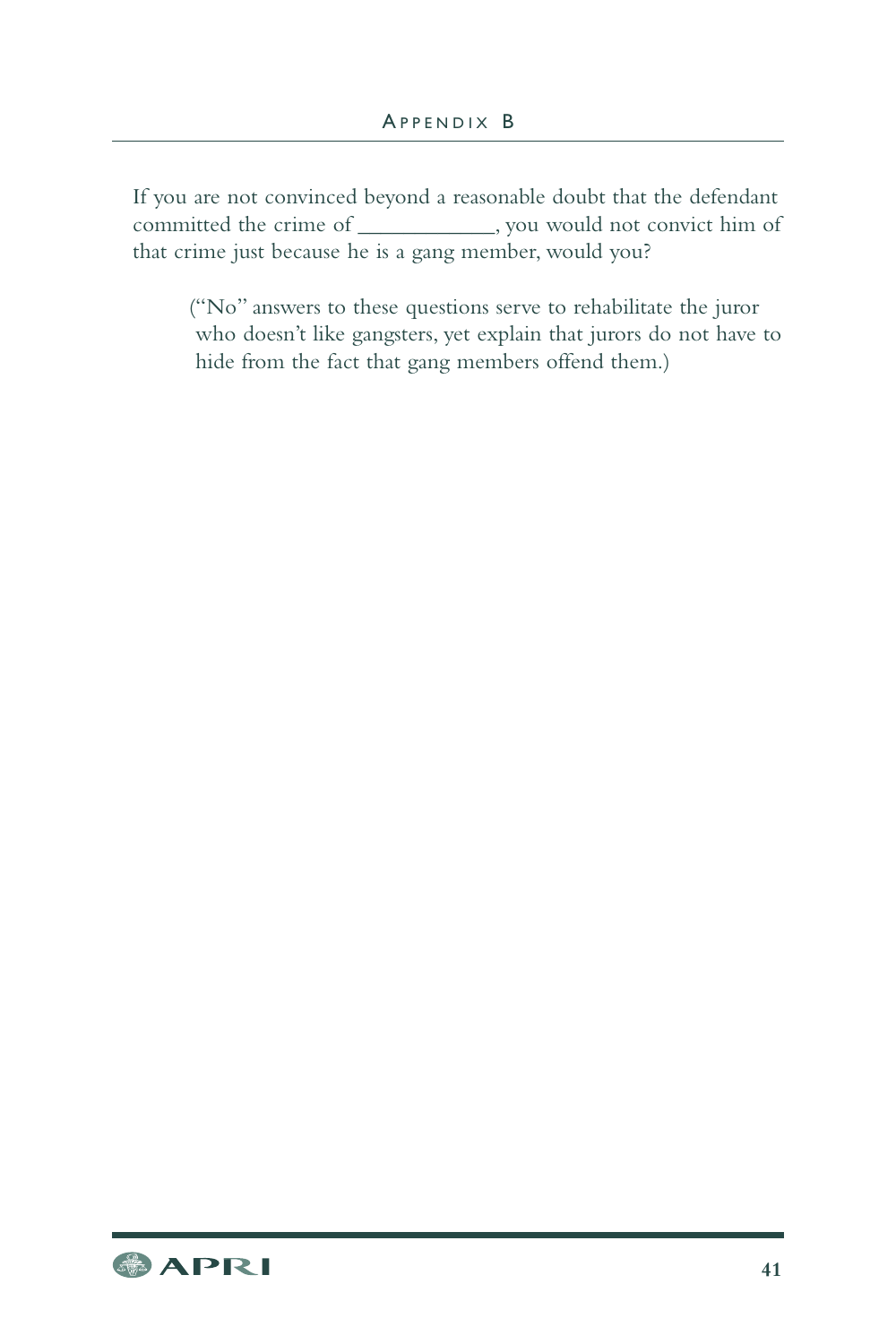If you are not convinced beyond a reasonable doubt that the defendant committed the crime of ____________, you would not convict him of that crime just because he is a gang member, would you?

> ("No" answers to these questions serve to rehabilitate the juror who doesn't like gangsters, yet explain that jurors do not have to hide from the fact that gang members offend them.)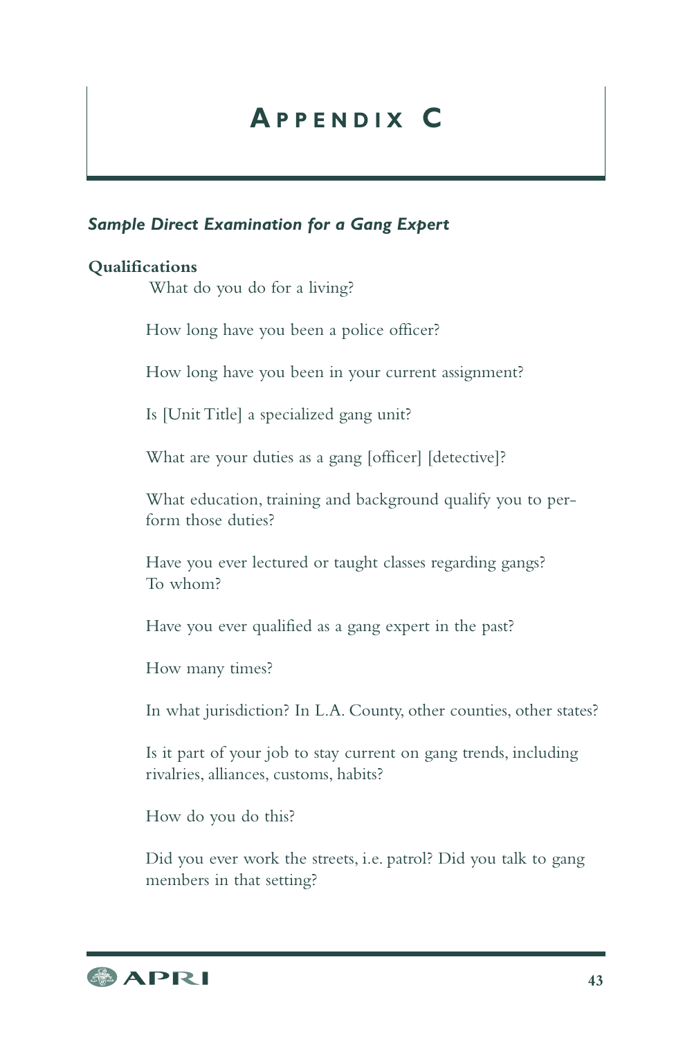# Appendix C

### *Sample Direct Examination for a Gang Expert*

**Qualifications**

What do you do for a living?

How long have you been a police officer?

How long have you been in your current assignment?

Is [Unit Title] a specialized gang unit?

What are your duties as a gang [officer] [detective]?

What education, training and background qualify you to perform those duties?

Have you ever lectured or taught classes regarding gangs? To whom?

Have you ever qualified as a gang expert in the past?

How many times?

In what jurisdiction? In L.A. County, other counties, other states?

Is it part of your job to stay current on gang trends, including rivalries, alliances, customs, habits?

How do you do this?

Did you ever work the streets, i.e. patrol? Did you talk to gang members in that setting?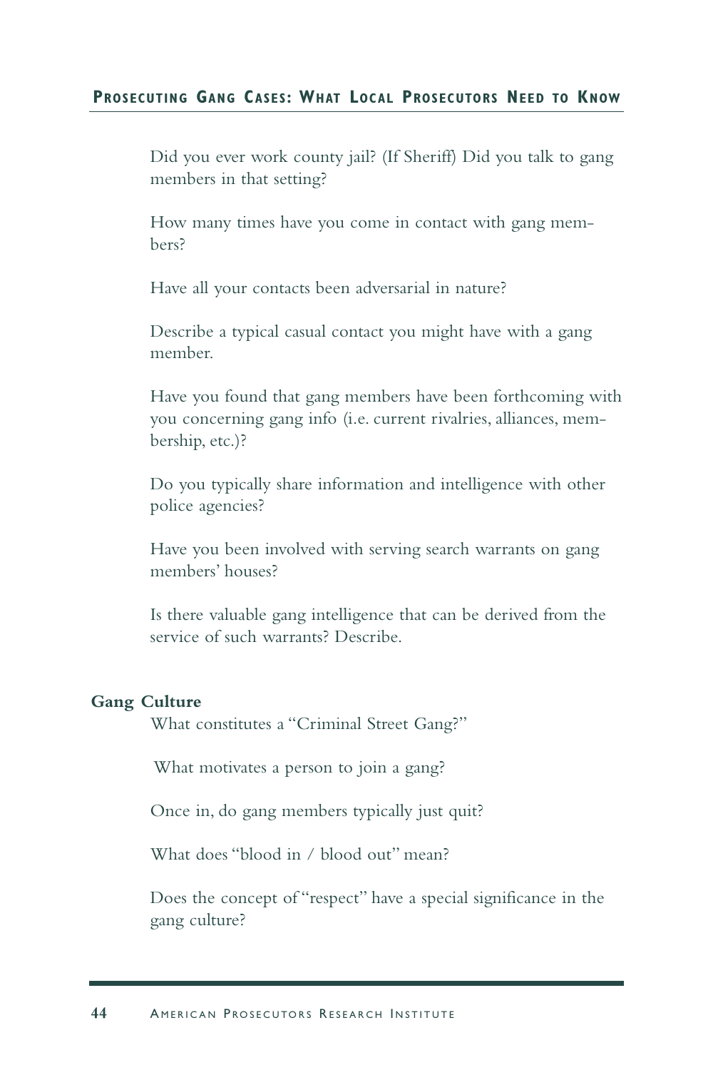Did you ever work county jail? (If Sheriff) Did you talk to gang members in that setting?

How many times have you come in contact with gang members?

Have all your contacts been adversarial in nature?

Describe a typical casual contact you might have with a gang member.

Have you found that gang members have been forthcoming with you concerning gang info (i.e. current rivalries, alliances, membership, etc.)?

Do you typically share information and intelligence with other police agencies?

Have you been involved with serving search warrants on gang members' houses?

Is there valuable gang intelligence that can be derived from the service of such warrants? Describe.

**Gang Culture**

What constitutes a "Criminal Street Gang?"

What motivates a person to join a gang?

Once in, do gang members typically just quit?

What does "blood in / blood out" mean?

Does the concept of "respect" have a special significance in the gang culture?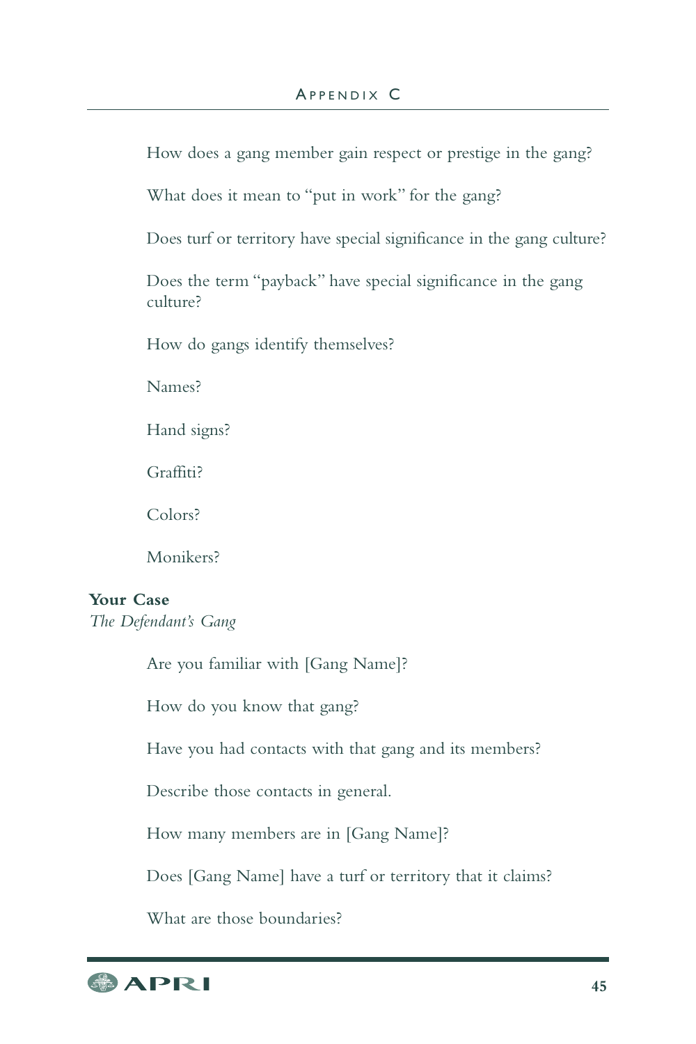How does a gang member gain respect or prestige in the gang?

What does it mean to "put in work" for the gang?

Does turf or territory have special significance in the gang culture?

Does the term "payback" have special significance in the gang culture?

How do gangs identify themselves?

Names?

Hand signs?

Graffiti?

Colors?

Monikers?

**Your Case**
*The Defendant's Gang*

Are you familiar with [Gang Name]?

How do you know that gang?

Have you had contacts with that gang and its members?

Describe those contacts in general.

How many members are in [Gang Name]?

Does [Gang Name] have a turf or territory that it claims?

What are those boundaries?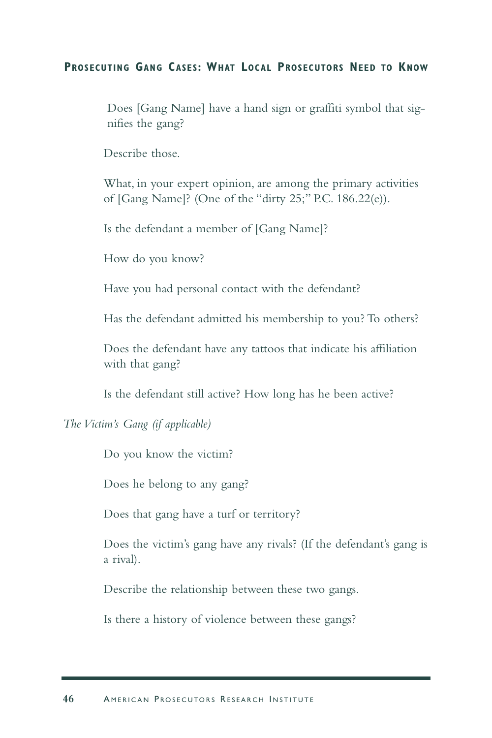Does [Gang Name] have a hand sign or graffiti symbol that signifies the gang?

Describe those.

What, in your expert opinion, are among the primary activities of [Gang Name]? (One of the "dirty 25;" P.C. 186.22(e)).

Is the defendant a member of [Gang Name]?

How do you know?

Have you had personal contact with the defendant?

Has the defendant admitted his membership to you? To others?

Does the defendant have any tattoos that indicate his affiliation with that gang?

Is the defendant still active? How long has he been active?

*The Victim's Gang (if applicable)*

Do you know the victim?

Does he belong to any gang?

Does that gang have a turf or territory?

Does the victim's gang have any rivals? (If the defendant's gang is a rival).

Describe the relationship between these two gangs.

Is there a history of violence between these gangs?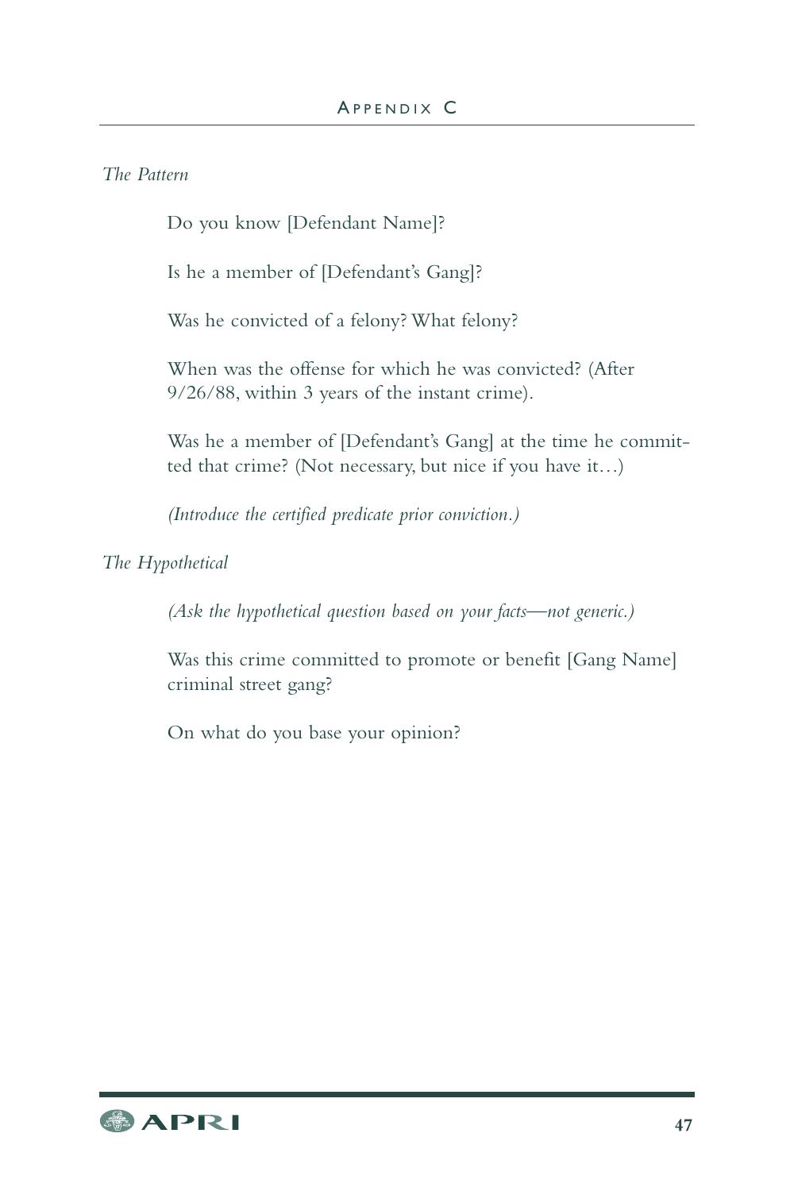*The Pattern*

Do you know [Defendant Name]?

Is he a member of [Defendant's Gang]?

Was he convicted of a felony? What felony?

When was the offense for which he was convicted? (After 9/26/88, within 3 years of the instant crime).

Was he a member of [Defendant's Gang] at the time he committed that crime? (Not necessary, but nice if you have it…)

*(Introduce the certified predicate prior conviction.)*

*The Hypothetical*

*(Ask the hypothetical question based on your facts—not generic.)*

Was this crime committed to promote or benefit [Gang Name] criminal street gang?

On what do you base your opinion?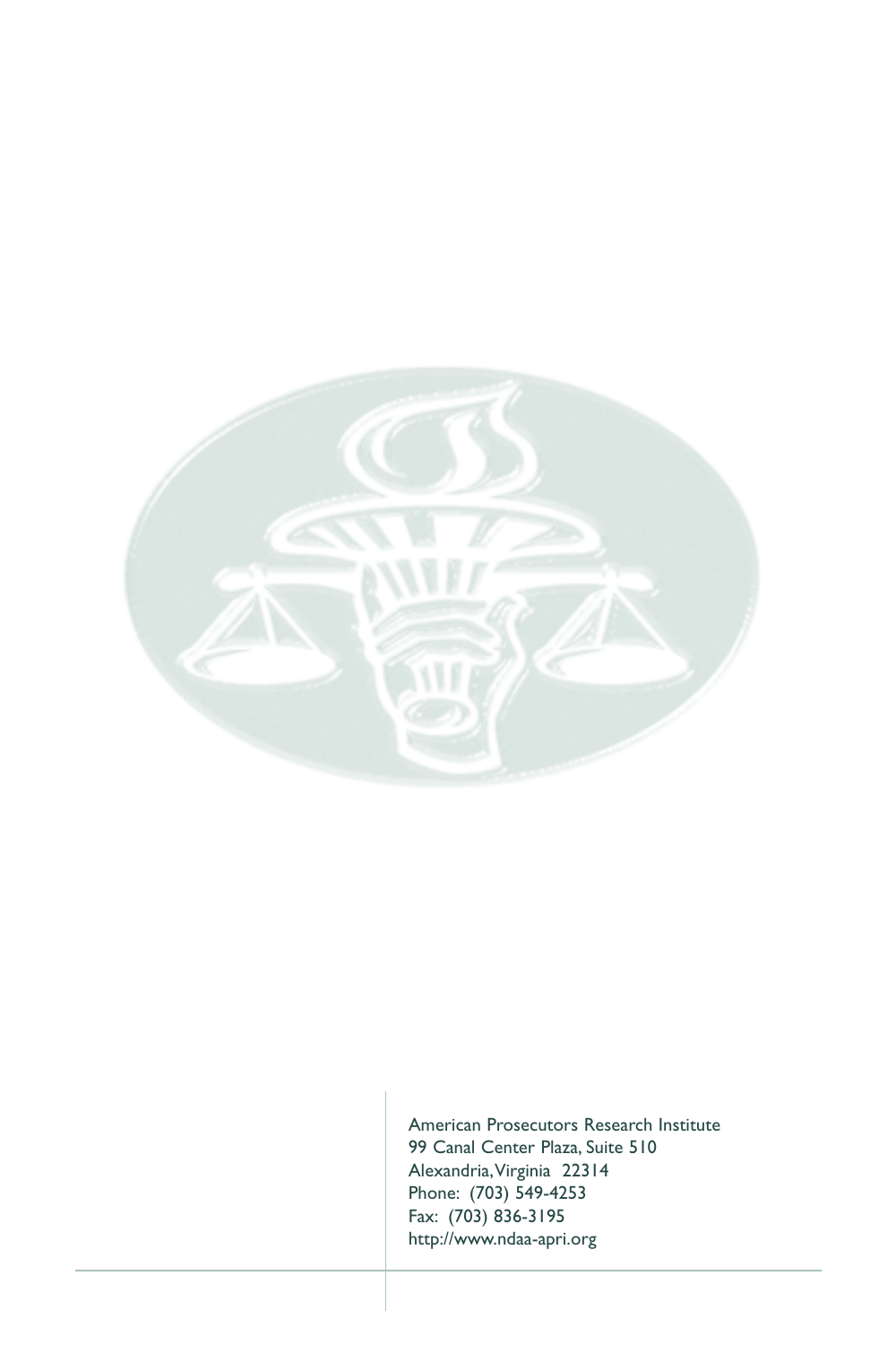American Prosecutors Research Institute
99 Canal Center Plaza, Suite 510
Alexandria, Virginia 22314
Phone: (703) 549-4253
Fax: (703) 836-3195
http://www.ndaa-apri.org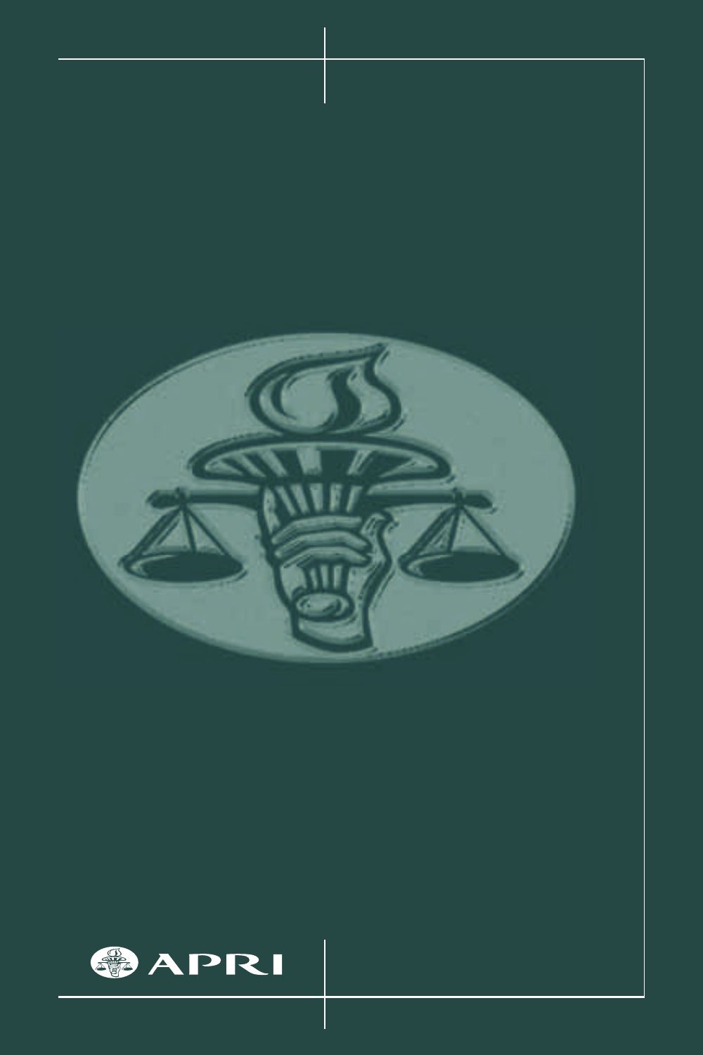APRI